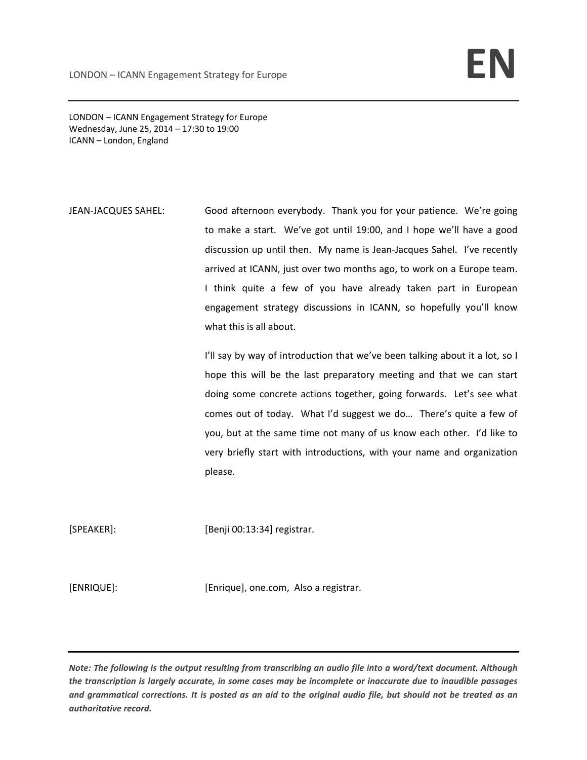LONDON – ICANN Engagement Strategy for Europe
Wednesday, June 25, 2014 – 17:30 to 19:00
ICANN – London, England

JEAN-JACQUES SAHEL: Good afternoon everybody. Thank you for your patience. We're going to make a start. We've got until 19:00, and I hope we'll have a good discussion up until then. My name is Jean-Jacques Sahel. I've recently arrived at ICANN, just over two months ago, to work on a Europe team. I think quite a few of you have already taken part in European engagement strategy discussions in ICANN, so hopefully you'll know what this is all about.

I'll say by way of introduction that we've been talking about it a lot, so I hope this will be the last preparatory meeting and that we can start doing some concrete actions together, going forwards. Let's see what comes out of today. What I'd suggest we do… There's quite a few of you, but at the same time not many of us know each other. I'd like to very briefly start with introductions, with your name and organization please.

[SPEAKER]: [Benji 00:13:34] registrar.

[ENRIQUE]: [Enrique], one.com, Also a registrar.

***Note: The following is the output resulting from transcribing an audio file into a word/text document. Although the transcription is largely accurate, in some cases may be incomplete or inaccurate due to inaudible passages and grammatical corrections. It is posted as an aid to the original audio file, but should not be treated as an authoritative record.***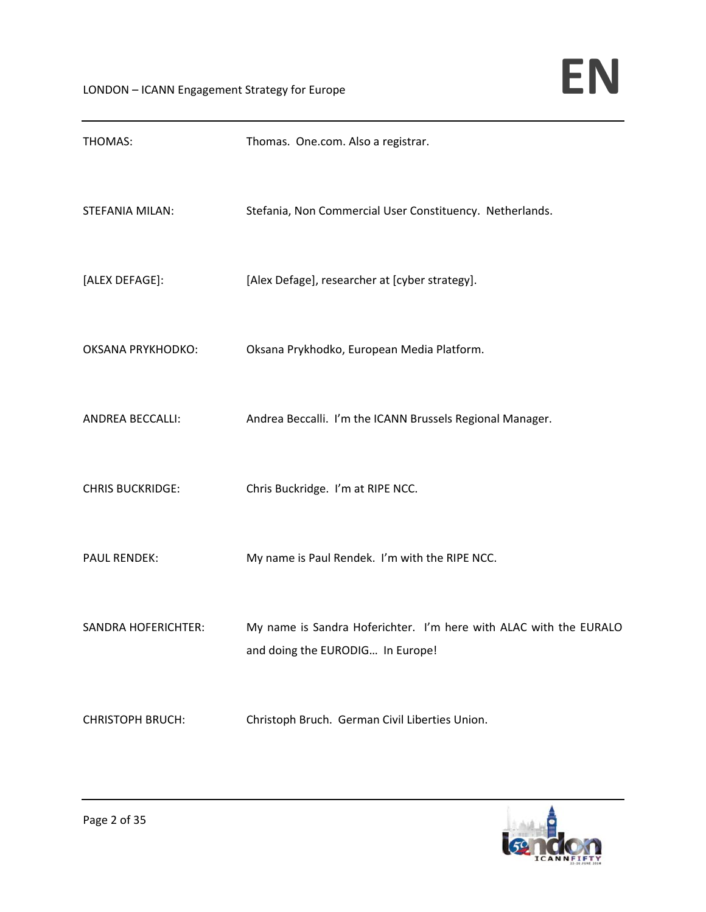THOMAS: Thomas. One.com. Also a registrar.

STEFANIA MILAN: Stefania, Non Commercial User Constituency. Netherlands.

[ALEX DEFAGE]: [Alex Defage], researcher at [cyber strategy].

OKSANA PRYKHODKO: Oksana Prykhodko, European Media Platform.

ANDREA BECCALLI: Andrea Beccalli. I'm the ICANN Brussels Regional Manager.

CHRIS BUCKRIDGE: Chris Buckridge. I'm at RIPE NCC.

PAUL RENDEK: My name is Paul Rendek. I'm with the RIPE NCC.

SANDRA HOFERICHTER: My name is Sandra Hoferichter. I'm here with ALAC with the EURALO and doing the EURODIG… In Europe!

CHRISTOPH BRUCH: Christoph Bruch. German Civil Liberties Union.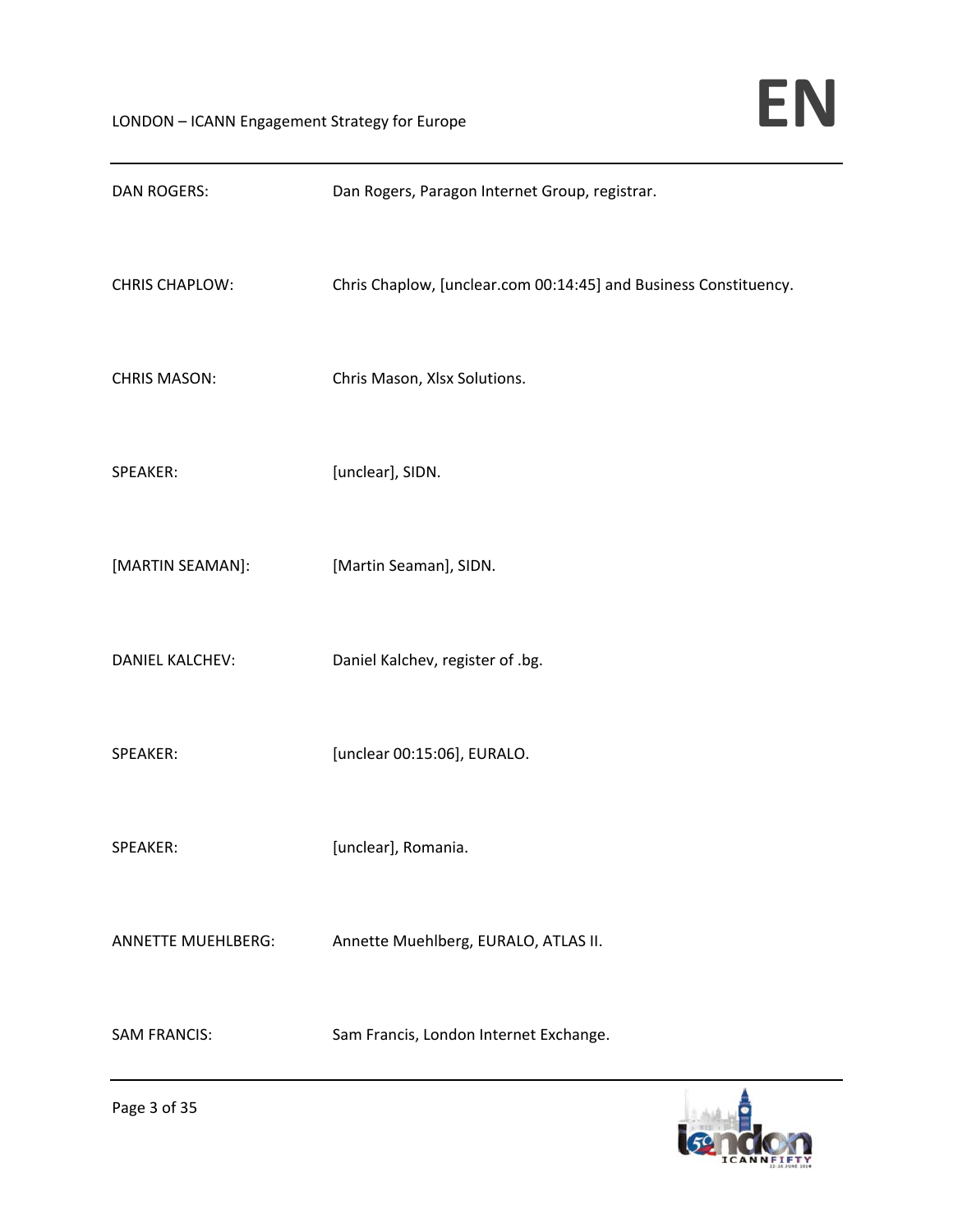DAN ROGERS: Dan Rogers, Paragon Internet Group, registrar.

CHRIS CHAPLOW: Chris Chaplow, [unclear.com 00:14:45] and Business Constituency.

CHRIS MASON: Chris Mason, Xlsx Solutions.

SPEAKER: [unclear], SIDN.

[MARTIN SEAMAN]: [Martin Seaman], SIDN.

DANIEL KALCHEV: Daniel Kalchev, register of .bg.

SPEAKER: [unclear 00:15:06], EURALO.

SPEAKER: [unclear], Romania.

ANNETTE MUEHLBERG: Annette Muehlberg, EURALO, ATLAS II.

SAM FRANCIS: Sam Francis, London Internet Exchange.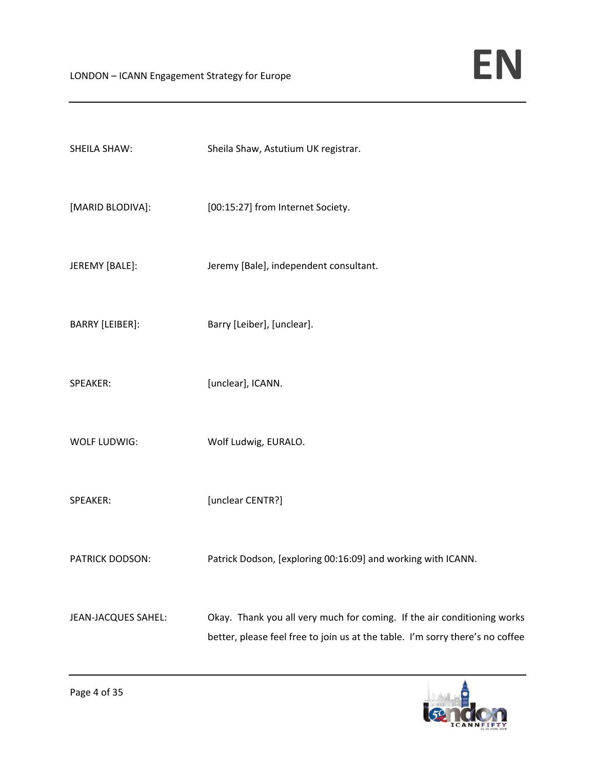SHEILA SHAW: Sheila Shaw, Astutium UK registrar.

[MARID BLODIVA]: [00:15:27] from Internet Society.

JEREMY [BALE]: Jeremy [Bale], independent consultant.

BARRY [LEIBER]: Barry [Leiber], [unclear].

SPEAKER: [unclear], ICANN.

WOLF LUDWIG: Wolf Ludwig, EURALO.

SPEAKER: [unclear CENTR?]

PATRICK DODSON: Patrick Dodson, [exploring 00:16:09] and working with ICANN.

JEAN-JACQUES SAHEL: Okay. Thank you all very much for coming. If the air conditioning works better, please feel free to join us at the table. I'm sorry there's no coffee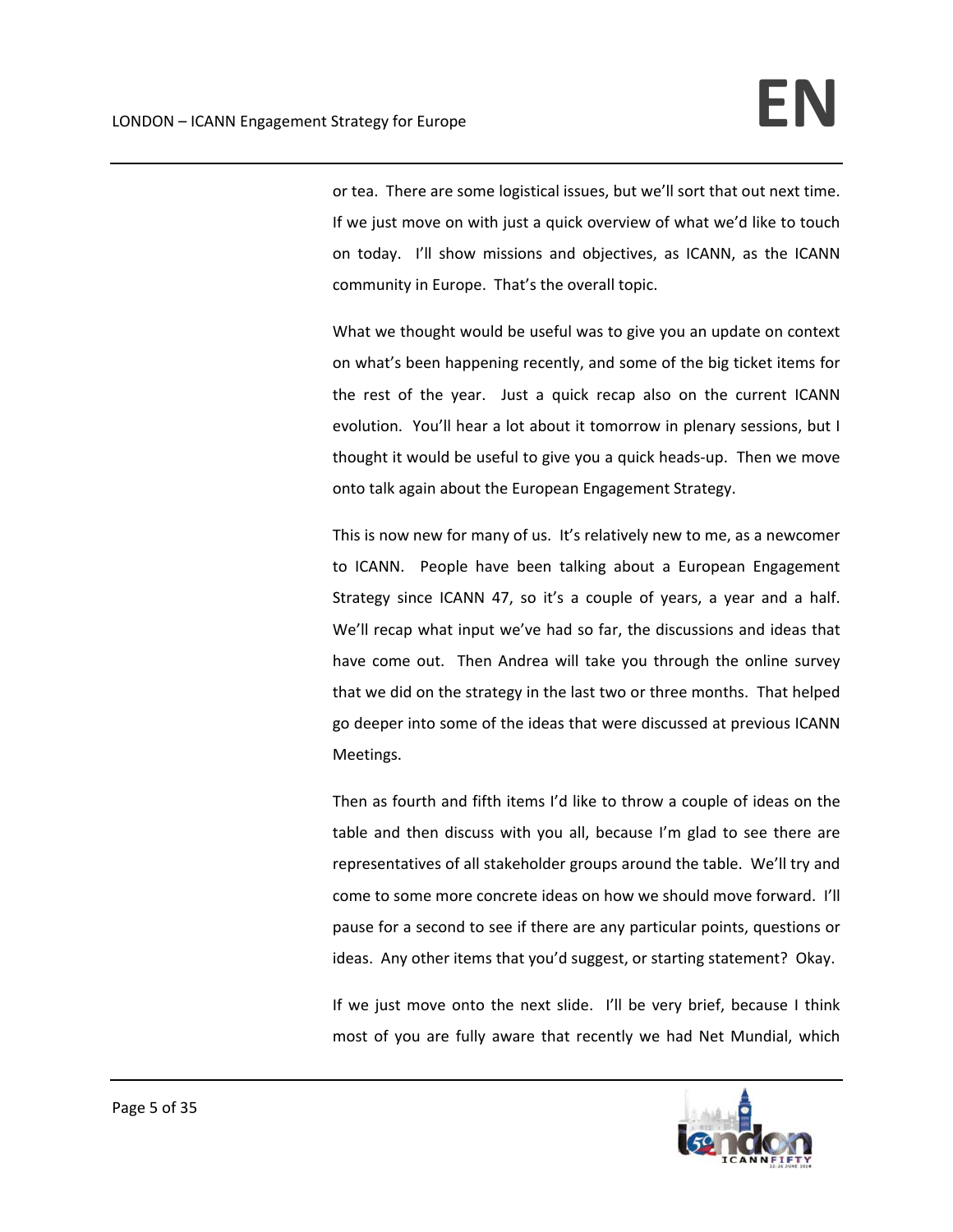or tea. There are some logistical issues, but we'll sort that out next time. If we just move on with just a quick overview of what we'd like to touch on today. I'll show missions and objectives, as ICANN, as the ICANN community in Europe. That's the overall topic.

What we thought would be useful was to give you an update on context on what's been happening recently, and some of the big ticket items for the rest of the year. Just a quick recap also on the current ICANN evolution. You'll hear a lot about it tomorrow in plenary sessions, but I thought it would be useful to give you a quick heads-up. Then we move onto talk again about the European Engagement Strategy.

This is now new for many of us. It's relatively new to me, as a newcomer to ICANN. People have been talking about a European Engagement Strategy since ICANN 47, so it's a couple of years, a year and a half. We'll recap what input we've had so far, the discussions and ideas that have come out. Then Andrea will take you through the online survey that we did on the strategy in the last two or three months. That helped go deeper into some of the ideas that were discussed at previous ICANN Meetings.

Then as fourth and fifth items I'd like to throw a couple of ideas on the table and then discuss with you all, because I'm glad to see there are representatives of all stakeholder groups around the table. We'll try and come to some more concrete ideas on how we should move forward. I'll pause for a second to see if there are any particular points, questions or ideas. Any other items that you'd suggest, or starting statement? Okay.

If we just move onto the next slide. I'll be very brief, because I think most of you are fully aware that recently we had Net Mundial, which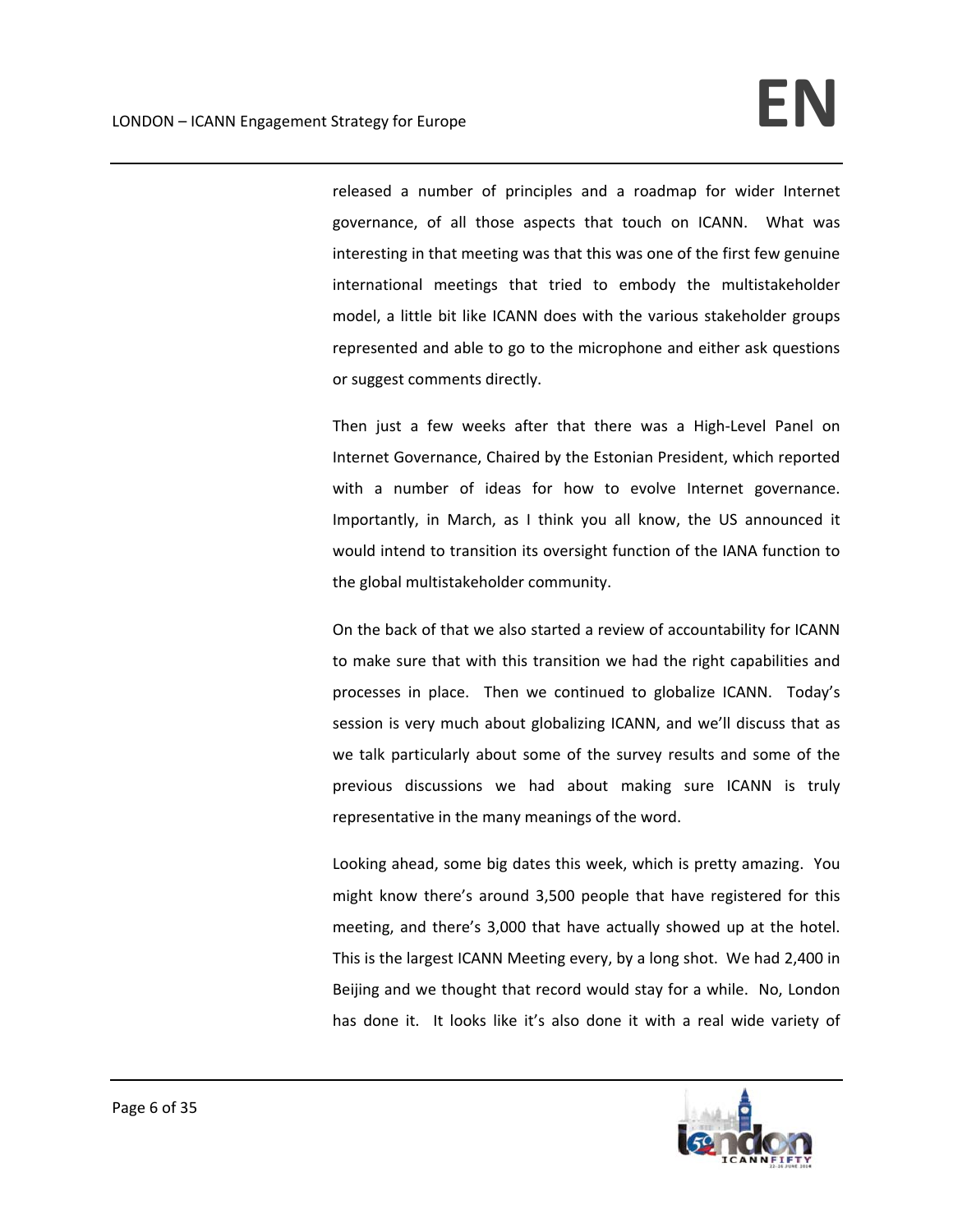released a number of principles and a roadmap for wider Internet governance, of all those aspects that touch on ICANN. What was interesting in that meeting was that this was one of the first few genuine international meetings that tried to embody the multistakeholder model, a little bit like ICANN does with the various stakeholder groups represented and able to go to the microphone and either ask questions or suggest comments directly.

Then just a few weeks after that there was a High-Level Panel on Internet Governance, Chaired by the Estonian President, which reported with a number of ideas for how to evolve Internet governance. Importantly, in March, as I think you all know, the US announced it would intend to transition its oversight function of the IANA function to the global multistakeholder community.

On the back of that we also started a review of accountability for ICANN to make sure that with this transition we had the right capabilities and processes in place. Then we continued to globalize ICANN. Today's session is very much about globalizing ICANN, and we'll discuss that as we talk particularly about some of the survey results and some of the previous discussions we had about making sure ICANN is truly representative in the many meanings of the word.

Looking ahead, some big dates this week, which is pretty amazing. You might know there's around 3,500 people that have registered for this meeting, and there's 3,000 that have actually showed up at the hotel. This is the largest ICANN Meeting every, by a long shot. We had 2,400 in Beijing and we thought that record would stay for a while. No, London has done it. It looks like it's also done it with a real wide variety of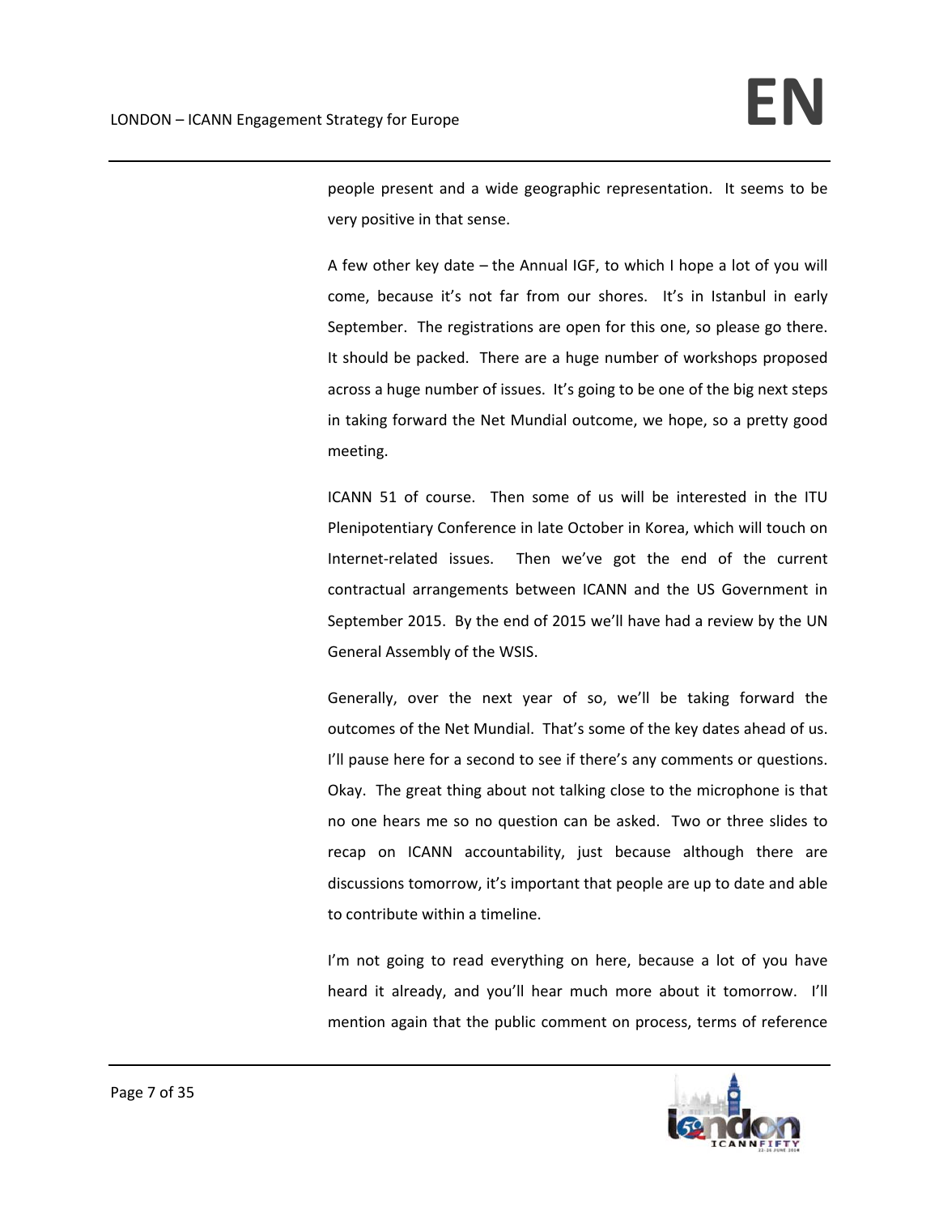people present and a wide geographic representation. It seems to be very positive in that sense.

A few other key date – the Annual IGF, to which I hope a lot of you will come, because it's not far from our shores. It's in Istanbul in early September. The registrations are open for this one, so please go there. It should be packed. There are a huge number of workshops proposed across a huge number of issues. It's going to be one of the big next steps in taking forward the Net Mundial outcome, we hope, so a pretty good meeting.

ICANN 51 of course. Then some of us will be interested in the ITU Plenipotentiary Conference in late October in Korea, which will touch on Internet-related issues. Then we've got the end of the current contractual arrangements between ICANN and the US Government in September 2015. By the end of 2015 we'll have had a review by the UN General Assembly of the WSIS.

Generally, over the next year of so, we'll be taking forward the outcomes of the Net Mundial. That's some of the key dates ahead of us. I'll pause here for a second to see if there's any comments or questions. Okay. The great thing about not talking close to the microphone is that no one hears me so no question can be asked. Two or three slides to recap on ICANN accountability, just because although there are discussions tomorrow, it's important that people are up to date and able to contribute within a timeline.

I'm not going to read everything on here, because a lot of you have heard it already, and you'll hear much more about it tomorrow. I'll mention again that the public comment on process, terms of reference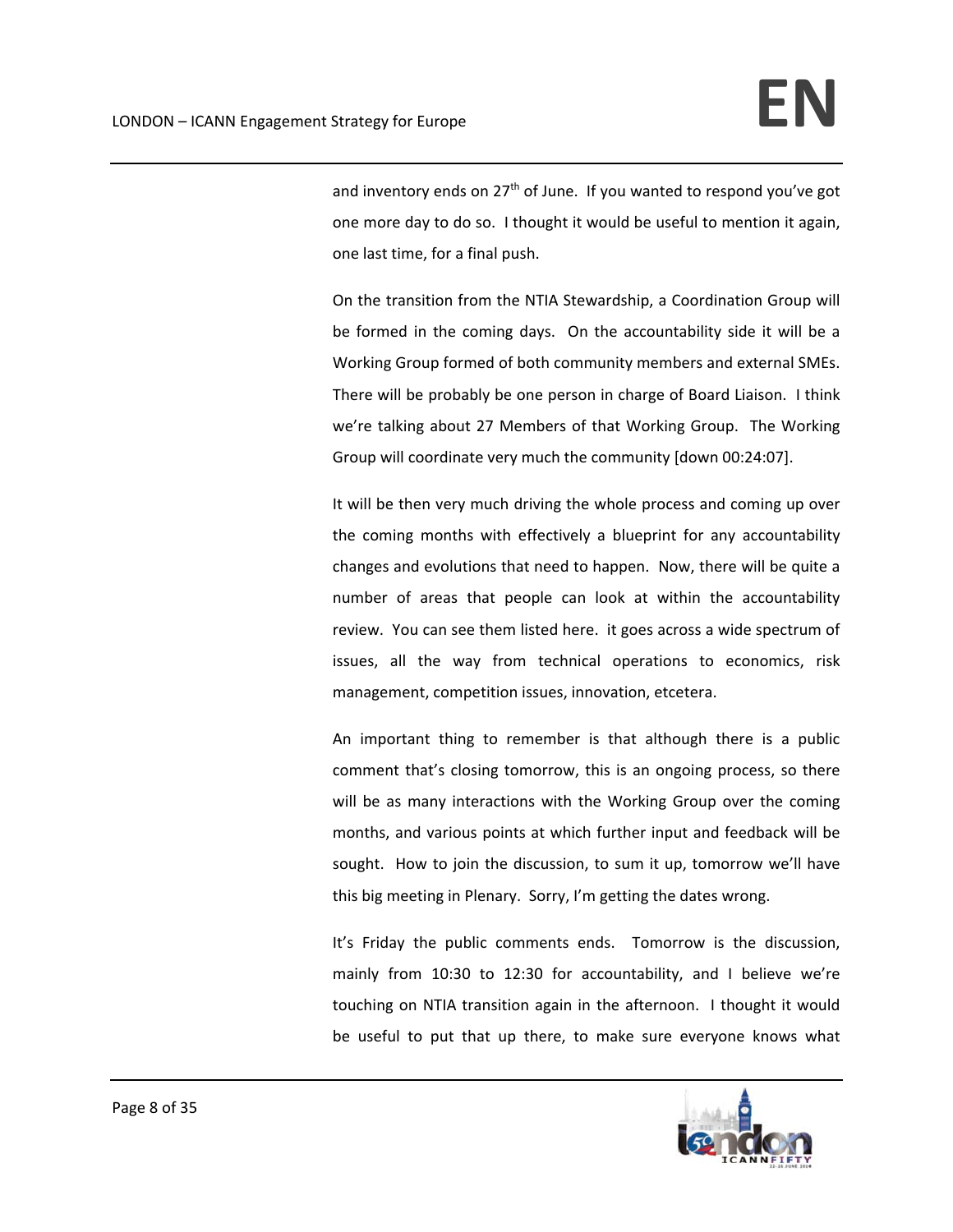and inventory ends on 27th of June. If you wanted to respond you've got one more day to do so. I thought it would be useful to mention it again, one last time, for a final push.

On the transition from the NTIA Stewardship, a Coordination Group will be formed in the coming days. On the accountability side it will be a Working Group formed of both community members and external SMEs. There will be probably be one person in charge of Board Liaison. I think we're talking about 27 Members of that Working Group. The Working Group will coordinate very much the community [down 00:24:07].

It will be then very much driving the whole process and coming up over the coming months with effectively a blueprint for any accountability changes and evolutions that need to happen. Now, there will be quite a number of areas that people can look at within the accountability review. You can see them listed here. it goes across a wide spectrum of issues, all the way from technical operations to economics, risk management, competition issues, innovation, etcetera.

An important thing to remember is that although there is a public comment that's closing tomorrow, this is an ongoing process, so there will be as many interactions with the Working Group over the coming months, and various points at which further input and feedback will be sought. How to join the discussion, to sum it up, tomorrow we'll have this big meeting in Plenary. Sorry, I'm getting the dates wrong.

It's Friday the public comments ends. Tomorrow is the discussion, mainly from 10:30 to 12:30 for accountability, and I believe we're touching on NTIA transition again in the afternoon. I thought it would be useful to put that up there, to make sure everyone knows what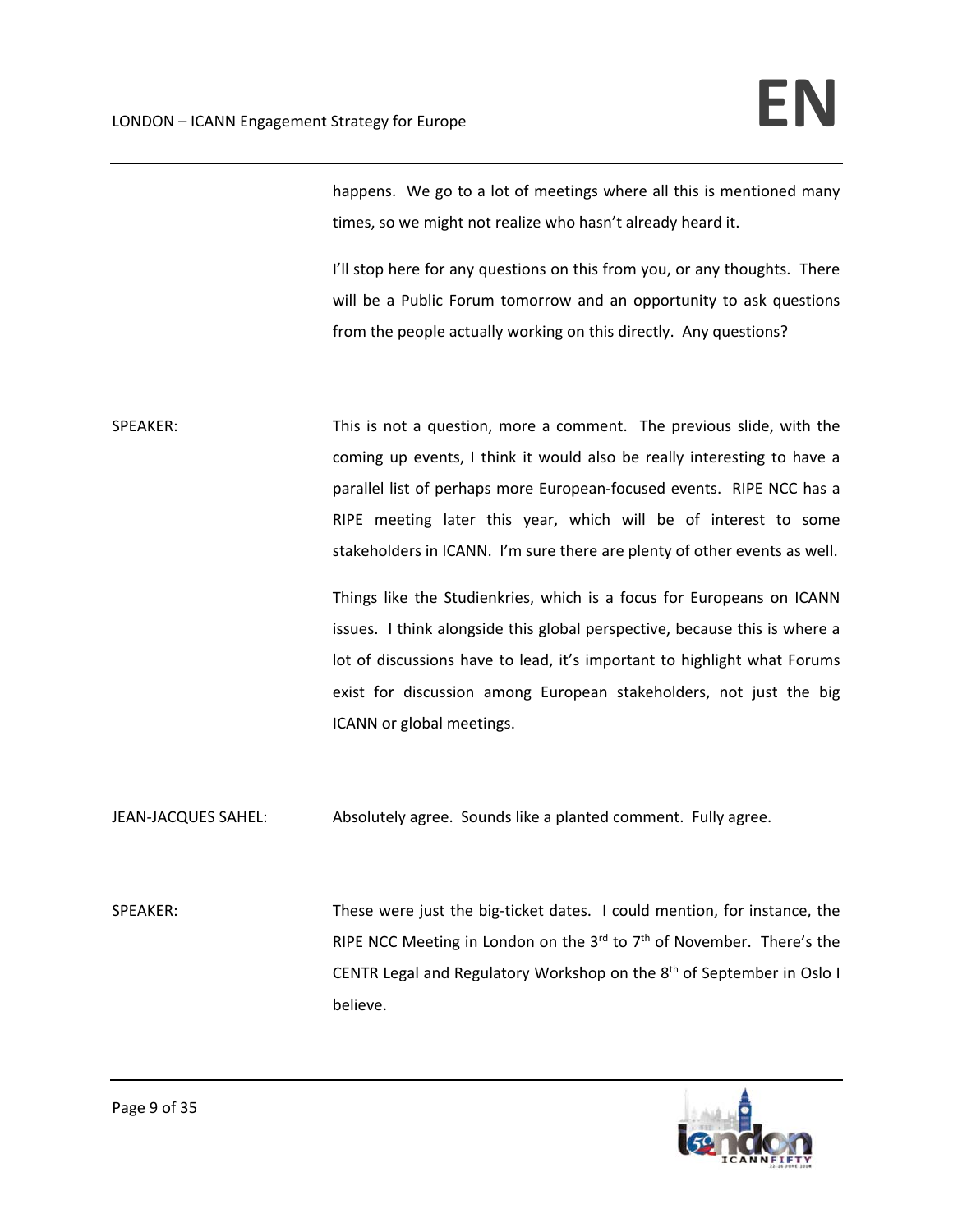happens. We go to a lot of meetings where all this is mentioned many times, so we might not realize who hasn't already heard it.

I'll stop here for any questions on this from you, or any thoughts. There will be a Public Forum tomorrow and an opportunity to ask questions from the people actually working on this directly. Any questions?

SPEAKER: This is not a question, more a comment. The previous slide, with the coming up events, I think it would also be really interesting to have a parallel list of perhaps more European-focused events. RIPE NCC has a RIPE meeting later this year, which will be of interest to some stakeholders in ICANN. I'm sure there are plenty of other events as well.

Things like the Studienkries, which is a focus for Europeans on ICANN issues. I think alongside this global perspective, because this is where a lot of discussions have to lead, it's important to highlight what Forums exist for discussion among European stakeholders, not just the big ICANN or global meetings.

JEAN-JACQUES SAHEL: Absolutely agree. Sounds like a planted comment. Fully agree.

SPEAKER: These were just the big-ticket dates. I could mention, for instance, the RIPE NCC Meeting in London on the 3rd to 7th of November. There's the CENTR Legal and Regulatory Workshop on the 8th of September in Oslo I believe.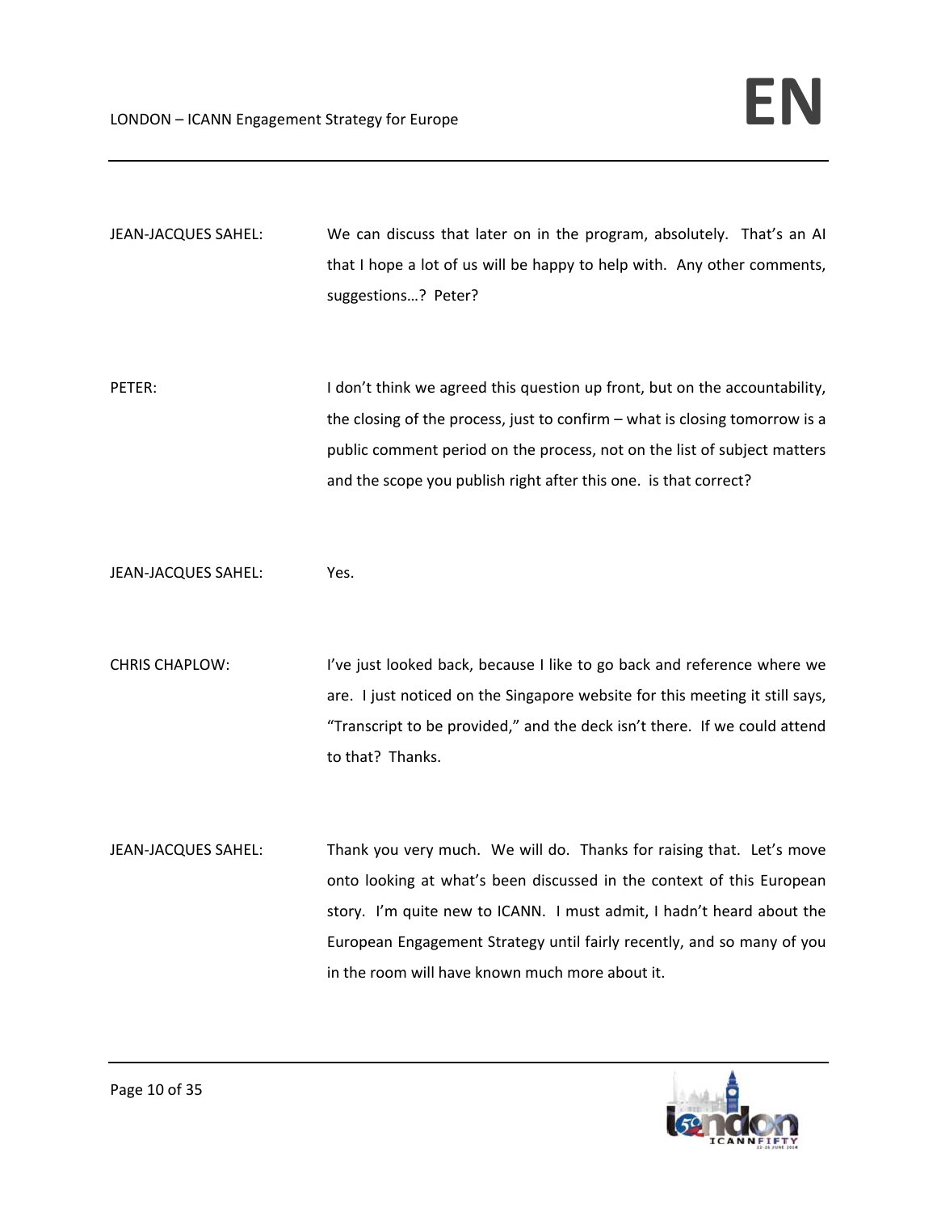JEAN-JACQUES SAHEL: We can discuss that later on in the program, absolutely. That's an AI that I hope a lot of us will be happy to help with. Any other comments, suggestions…? Peter?

PETER: I don't think we agreed this question up front, but on the accountability, the closing of the process, just to confirm – what is closing tomorrow is a public comment period on the process, not on the list of subject matters and the scope you publish right after this one. is that correct?

JEAN-JACQUES SAHEL: Yes.

CHRIS CHAPLOW: I've just looked back, because I like to go back and reference where we are. I just noticed on the Singapore website for this meeting it still says, "Transcript to be provided," and the deck isn't there. If we could attend to that? Thanks.

JEAN-JACQUES SAHEL: Thank you very much. We will do. Thanks for raising that. Let's move onto looking at what's been discussed in the context of this European story. I'm quite new to ICANN. I must admit, I hadn't heard about the European Engagement Strategy until fairly recently, and so many of you in the room will have known much more about it.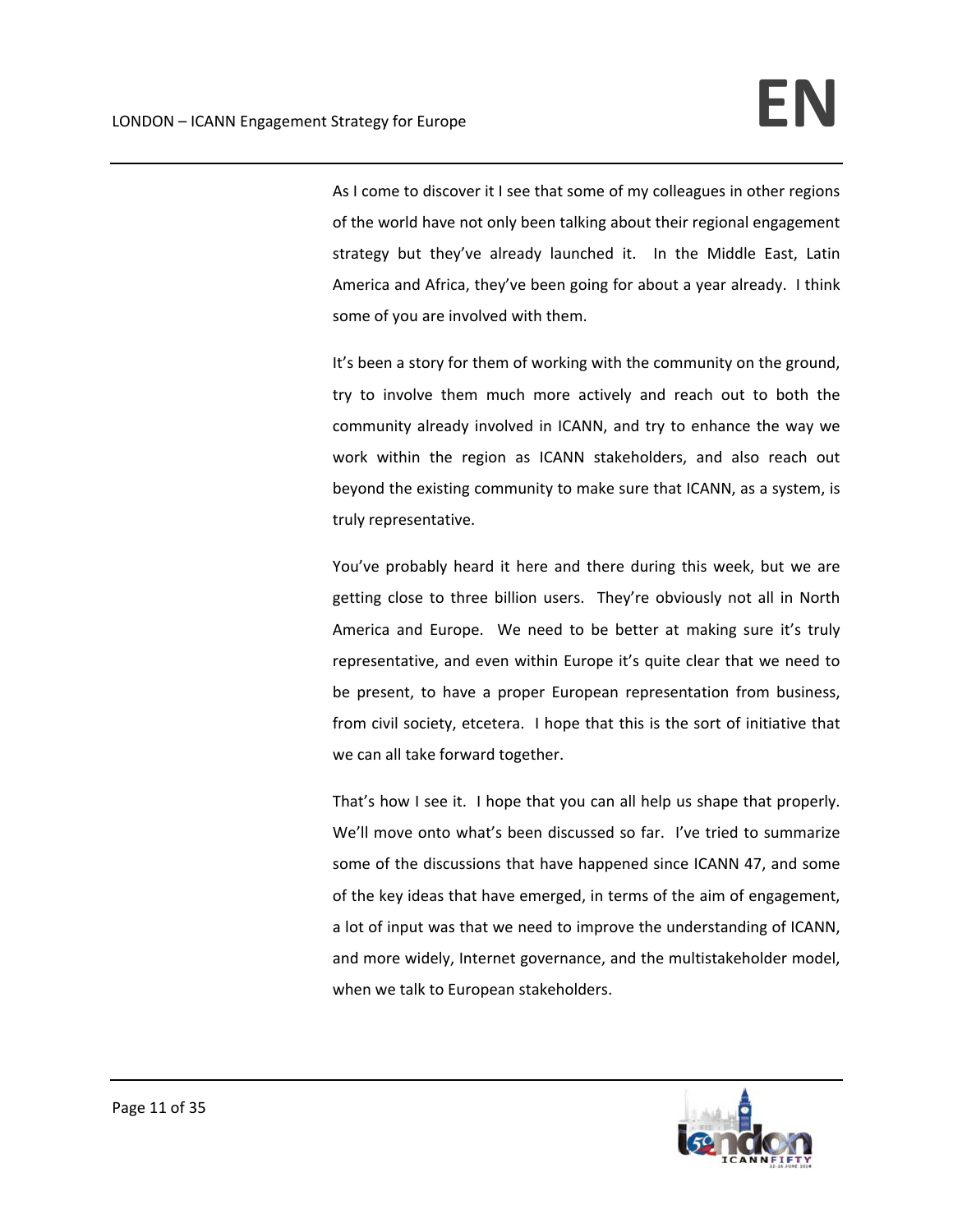As I come to discover it I see that some of my colleagues in other regions of the world have not only been talking about their regional engagement strategy but they've already launched it. In the Middle East, Latin America and Africa, they've been going for about a year already. I think some of you are involved with them.

It's been a story for them of working with the community on the ground, try to involve them much more actively and reach out to both the community already involved in ICANN, and try to enhance the way we work within the region as ICANN stakeholders, and also reach out beyond the existing community to make sure that ICANN, as a system, is truly representative.

You've probably heard it here and there during this week, but we are getting close to three billion users. They're obviously not all in North America and Europe. We need to be better at making sure it's truly representative, and even within Europe it's quite clear that we need to be present, to have a proper European representation from business, from civil society, etcetera. I hope that this is the sort of initiative that we can all take forward together.

That's how I see it. I hope that you can all help us shape that properly. We'll move onto what's been discussed so far. I've tried to summarize some of the discussions that have happened since ICANN 47, and some of the key ideas that have emerged, in terms of the aim of engagement, a lot of input was that we need to improve the understanding of ICANN, and more widely, Internet governance, and the multistakeholder model, when we talk to European stakeholders.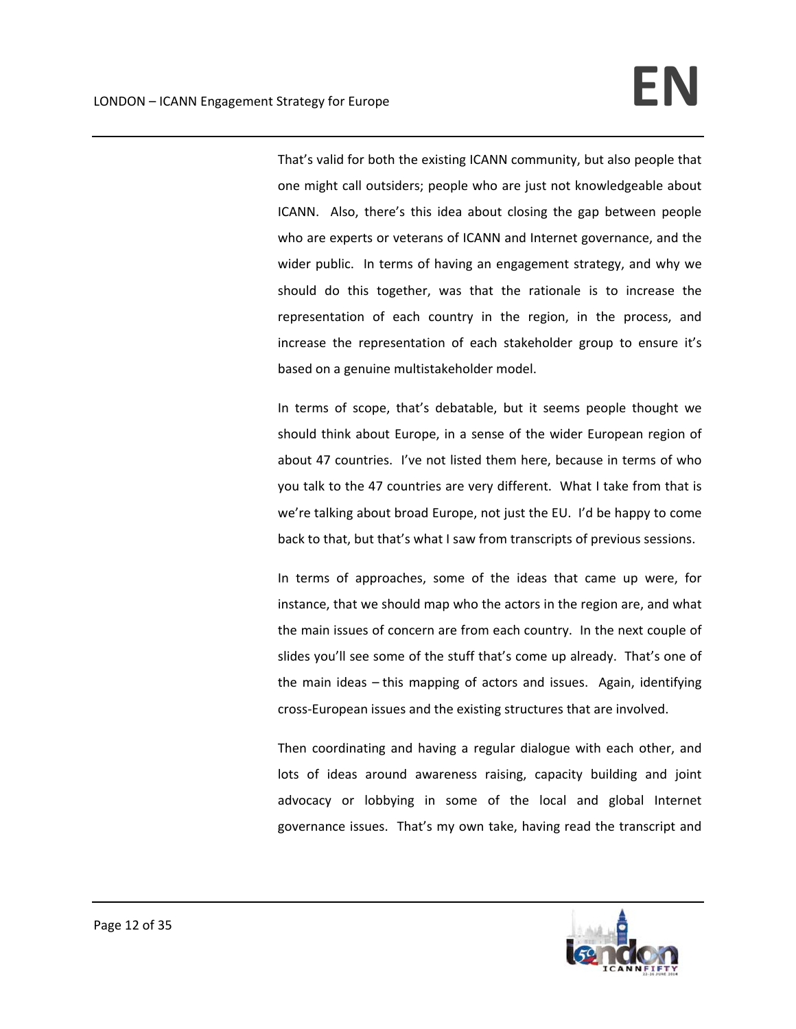That's valid for both the existing ICANN community, but also people that one might call outsiders; people who are just not knowledgeable about ICANN. Also, there's this idea about closing the gap between people who are experts or veterans of ICANN and Internet governance, and the wider public. In terms of having an engagement strategy, and why we should do this together, was that the rationale is to increase the representation of each country in the region, in the process, and increase the representation of each stakeholder group to ensure it's based on a genuine multistakeholder model.

In terms of scope, that's debatable, but it seems people thought we should think about Europe, in a sense of the wider European region of about 47 countries. I've not listed them here, because in terms of who you talk to the 47 countries are very different. What I take from that is we're talking about broad Europe, not just the EU. I'd be happy to come back to that, but that's what I saw from transcripts of previous sessions.

In terms of approaches, some of the ideas that came up were, for instance, that we should map who the actors in the region are, and what the main issues of concern are from each country. In the next couple of slides you'll see some of the stuff that's come up already. That's one of the main ideas – this mapping of actors and issues. Again, identifying cross-European issues and the existing structures that are involved.

Then coordinating and having a regular dialogue with each other, and lots of ideas around awareness raising, capacity building and joint advocacy or lobbying in some of the local and global Internet governance issues. That's my own take, having read the transcript and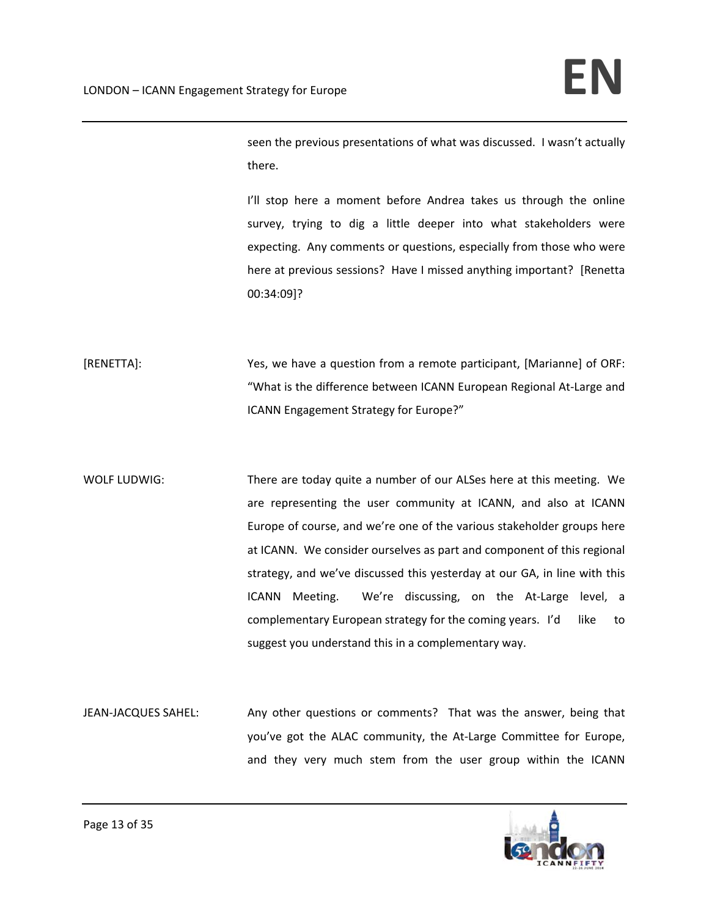seen the previous presentations of what was discussed. I wasn't actually there.

I'll stop here a moment before Andrea takes us through the online survey, trying to dig a little deeper into what stakeholders were expecting. Any comments or questions, especially from those who were here at previous sessions? Have I missed anything important? [Renetta 00:34:09]?

[RENETTA]: Yes, we have a question from a remote participant, [Marianne] of ORF: "What is the difference between ICANN European Regional At-Large and ICANN Engagement Strategy for Europe?"

WOLF LUDWIG: There are today quite a number of our ALSes here at this meeting. We are representing the user community at ICANN, and also at ICANN Europe of course, and we're one of the various stakeholder groups here at ICANN. We consider ourselves as part and component of this regional strategy, and we've discussed this yesterday at our GA, in line with this ICANN Meeting. We're discussing, on the At-Large level, a complementary European strategy for the coming years. I'd like to suggest you understand this in a complementary way.

JEAN-JACQUES SAHEL: Any other questions or comments? That was the answer, being that you've got the ALAC community, the At-Large Committee for Europe, and they very much stem from the user group within the ICANN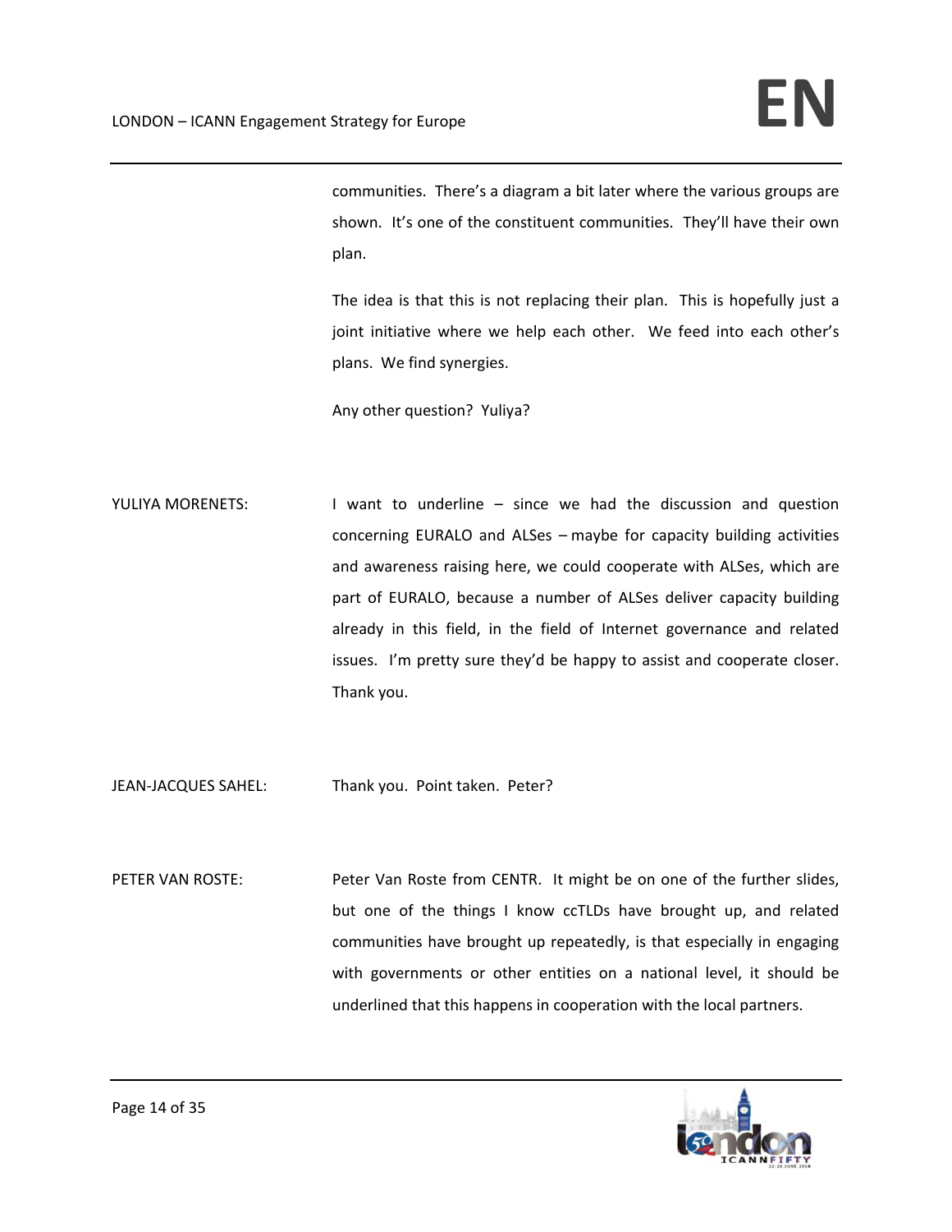communities. There's a diagram a bit later where the various groups are shown. It's one of the constituent communities. They'll have their own plan.

The idea is that this is not replacing their plan. This is hopefully just a joint initiative where we help each other. We feed into each other's plans. We find synergies.

Any other question? Yuliya?

YULIYA MORENETS: I want to underline – since we had the discussion and question concerning EURALO and ALSes – maybe for capacity building activities and awareness raising here, we could cooperate with ALSes, which are part of EURALO, because a number of ALSes deliver capacity building already in this field, in the field of Internet governance and related issues. I'm pretty sure they'd be happy to assist and cooperate closer. Thank you.

JEAN-JACQUES SAHEL: Thank you. Point taken. Peter?

PETER VAN ROSTE: Peter Van Roste from CENTR. It might be on one of the further slides, but one of the things I know ccTLDs have brought up, and related communities have brought up repeatedly, is that especially in engaging with governments or other entities on a national level, it should be underlined that this happens in cooperation with the local partners.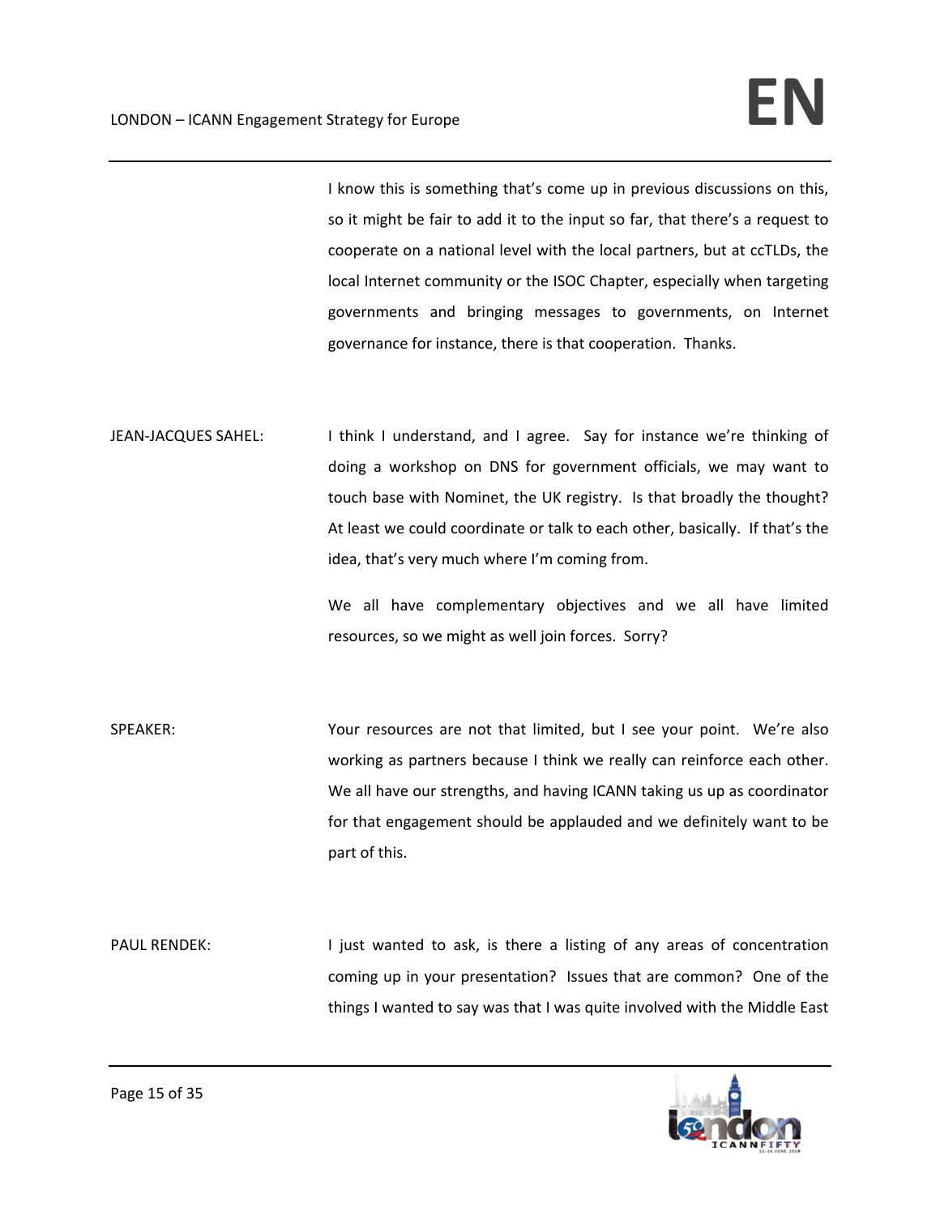I know this is something that's come up in previous discussions on this, so it might be fair to add it to the input so far, that there's a request to cooperate on a national level with the local partners, but at ccTLDs, the local Internet community or the ISOC Chapter, especially when targeting governments and bringing messages to governments, on Internet governance for instance, there is that cooperation. Thanks.

JEAN-JACQUES SAHEL: I think I understand, and I agree. Say for instance we're thinking of doing a workshop on DNS for government officials, we may want to touch base with Nominet, the UK registry. Is that broadly the thought? At least we could coordinate or talk to each other, basically. If that's the idea, that's very much where I'm coming from.

We all have complementary objectives and we all have limited resources, so we might as well join forces. Sorry?

SPEAKER: Your resources are not that limited, but I see your point. We're also working as partners because I think we really can reinforce each other. We all have our strengths, and having ICANN taking us up as coordinator for that engagement should be applauded and we definitely want to be part of this.

PAUL RENDEK: I just wanted to ask, is there a listing of any areas of concentration coming up in your presentation? Issues that are common? One of the things I wanted to say was that I was quite involved with the Middle East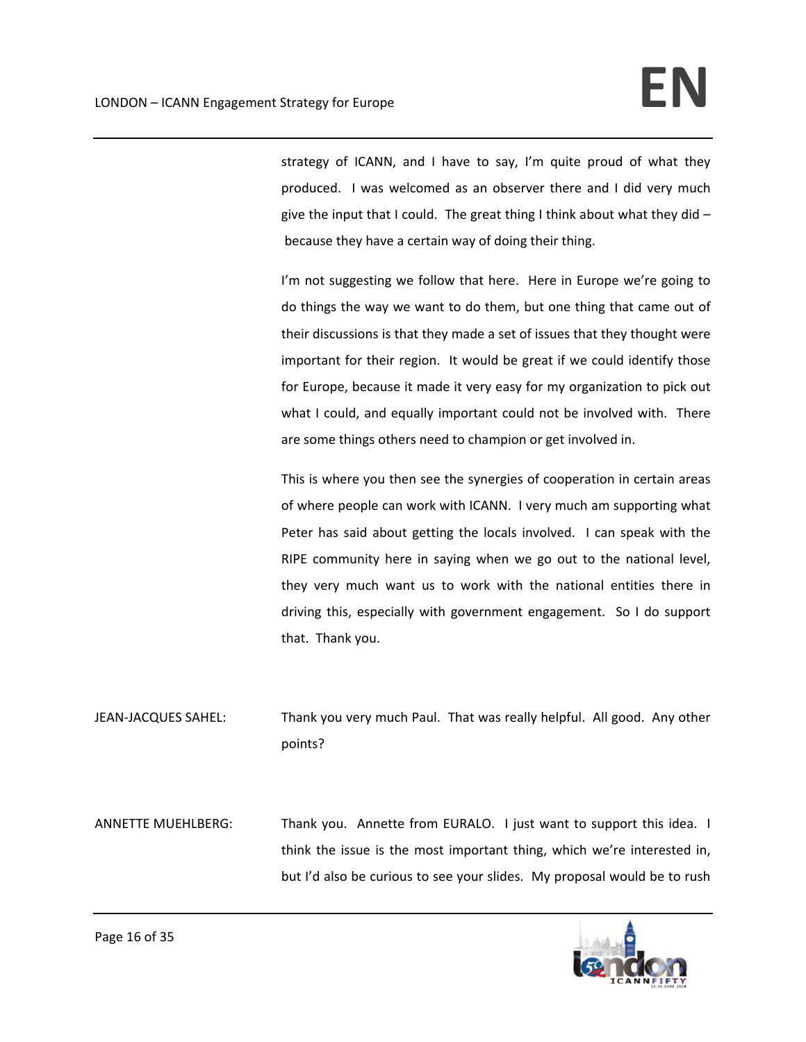strategy of ICANN, and I have to say, I'm quite proud of what they produced. I was welcomed as an observer there and I did very much give the input that I could. The great thing I think about what they did – because they have a certain way of doing their thing.

I'm not suggesting we follow that here. Here in Europe we're going to do things the way we want to do them, but one thing that came out of their discussions is that they made a set of issues that they thought were important for their region. It would be great if we could identify those for Europe, because it made it very easy for my organization to pick out what I could, and equally important could not be involved with. There are some things others need to champion or get involved in.

This is where you then see the synergies of cooperation in certain areas of where people can work with ICANN. I very much am supporting what Peter has said about getting the locals involved. I can speak with the RIPE community here in saying when we go out to the national level, they very much want us to work with the national entities there in driving this, especially with government engagement. So I do support that. Thank you.

JEAN-JACQUES SAHEL: Thank you very much Paul. That was really helpful. All good. Any other points?

ANNETTE MUEHLBERG: Thank you. Annette from EURALO. I just want to support this idea. I think the issue is the most important thing, which we're interested in, but I'd also be curious to see your slides. My proposal would be to rush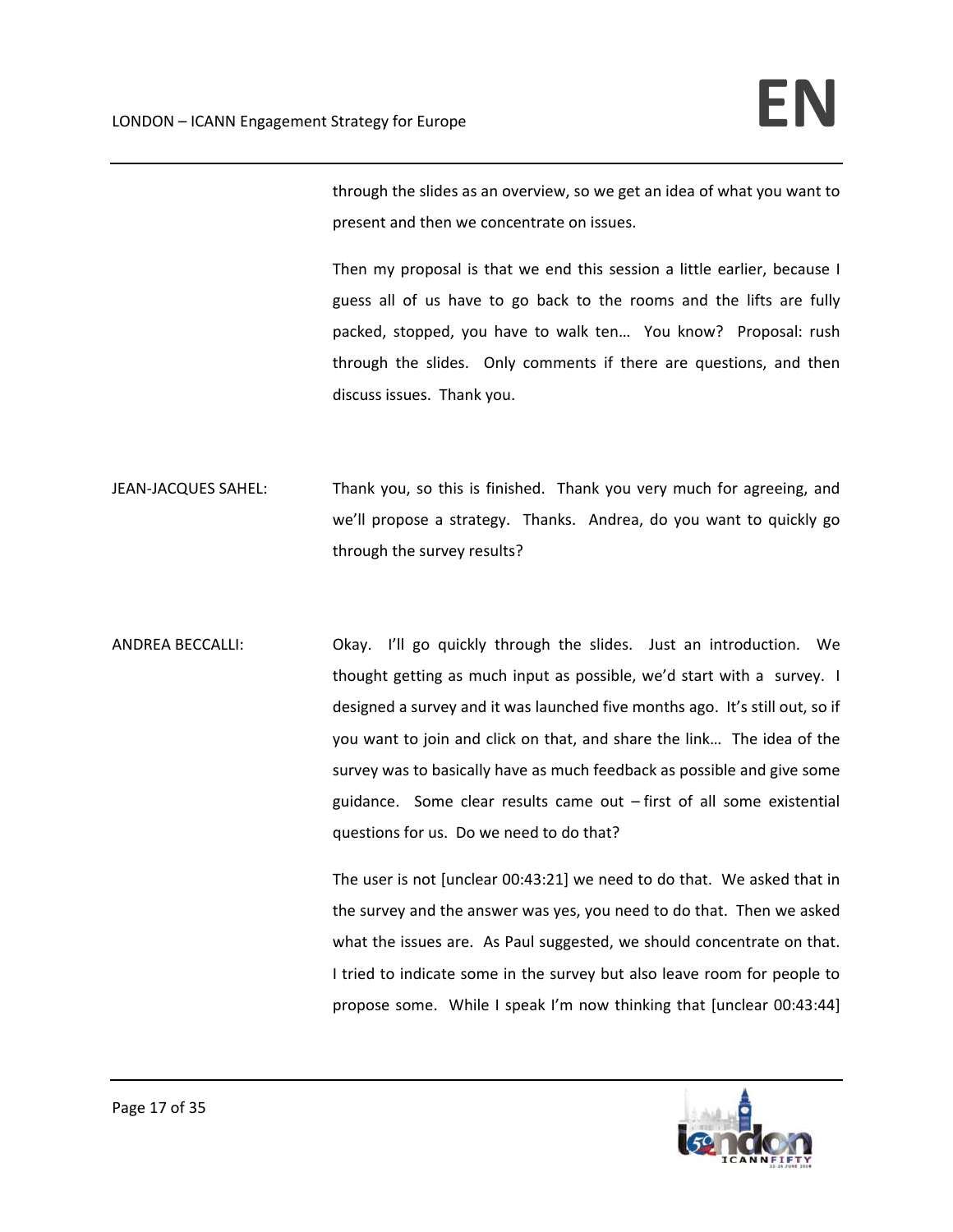through the slides as an overview, so we get an idea of what you want to present and then we concentrate on issues.

Then my proposal is that we end this session a little earlier, because I guess all of us have to go back to the rooms and the lifts are fully packed, stopped, you have to walk ten… You know? Proposal: rush through the slides. Only comments if there are questions, and then discuss issues. Thank you.

JEAN-JACQUES SAHEL: Thank you, so this is finished. Thank you very much for agreeing, and we'll propose a strategy. Thanks. Andrea, do you want to quickly go through the survey results?

ANDREA BECCALLI: Okay. I'll go quickly through the slides. Just an introduction. We thought getting as much input as possible, we'd start with a survey. I designed a survey and it was launched five months ago. It's still out, so if you want to join and click on that, and share the link… The idea of the survey was to basically have as much feedback as possible and give some guidance. Some clear results came out – first of all some existential questions for us. Do we need to do that?

The user is not [unclear 00:43:21] we need to do that. We asked that in the survey and the answer was yes, you need to do that. Then we asked what the issues are. As Paul suggested, we should concentrate on that. I tried to indicate some in the survey but also leave room for people to propose some. While I speak I'm now thinking that [unclear 00:43:44]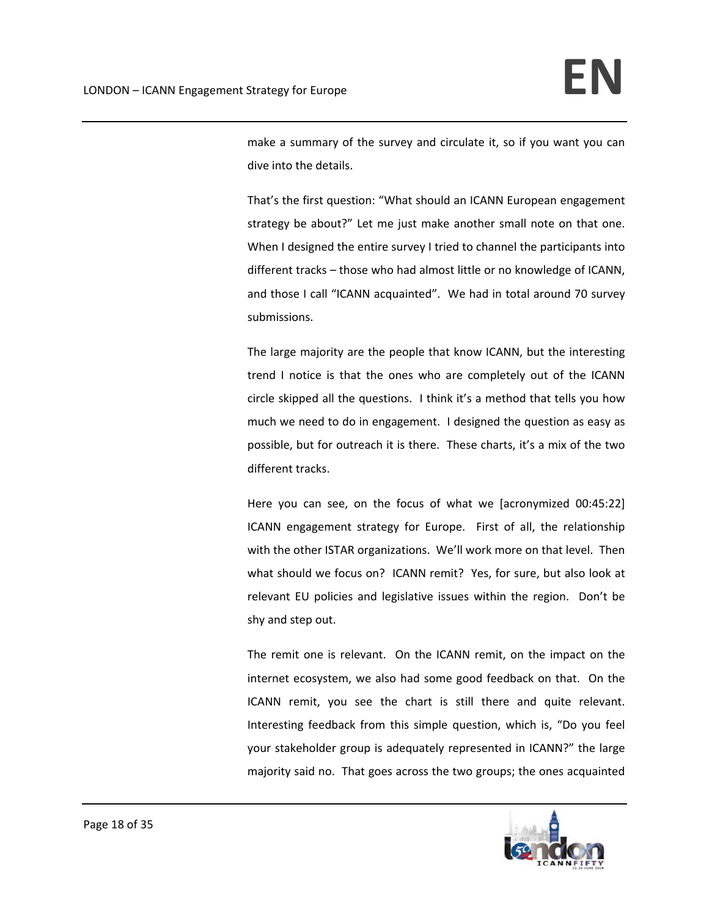make a summary of the survey and circulate it, so if you want you can dive into the details.

That's the first question: "What should an ICANN European engagement strategy be about?" Let me just make another small note on that one. When I designed the entire survey I tried to channel the participants into different tracks – those who had almost little or no knowledge of ICANN, and those I call "ICANN acquainted". We had in total around 70 survey submissions.

The large majority are the people that know ICANN, but the interesting trend I notice is that the ones who are completely out of the ICANN circle skipped all the questions. I think it's a method that tells you how much we need to do in engagement. I designed the question as easy as possible, but for outreach it is there. These charts, it's a mix of the two different tracks.

Here you can see, on the focus of what we [acronymized 00:45:22] ICANN engagement strategy for Europe. First of all, the relationship with the other ISTAR organizations. We'll work more on that level. Then what should we focus on? ICANN remit? Yes, for sure, but also look at relevant EU policies and legislative issues within the region. Don't be shy and step out.

The remit one is relevant. On the ICANN remit, on the impact on the internet ecosystem, we also had some good feedback on that. On the ICANN remit, you see the chart is still there and quite relevant. Interesting feedback from this simple question, which is, "Do you feel your stakeholder group is adequately represented in ICANN?" the large majority said no. That goes across the two groups; the ones acquainted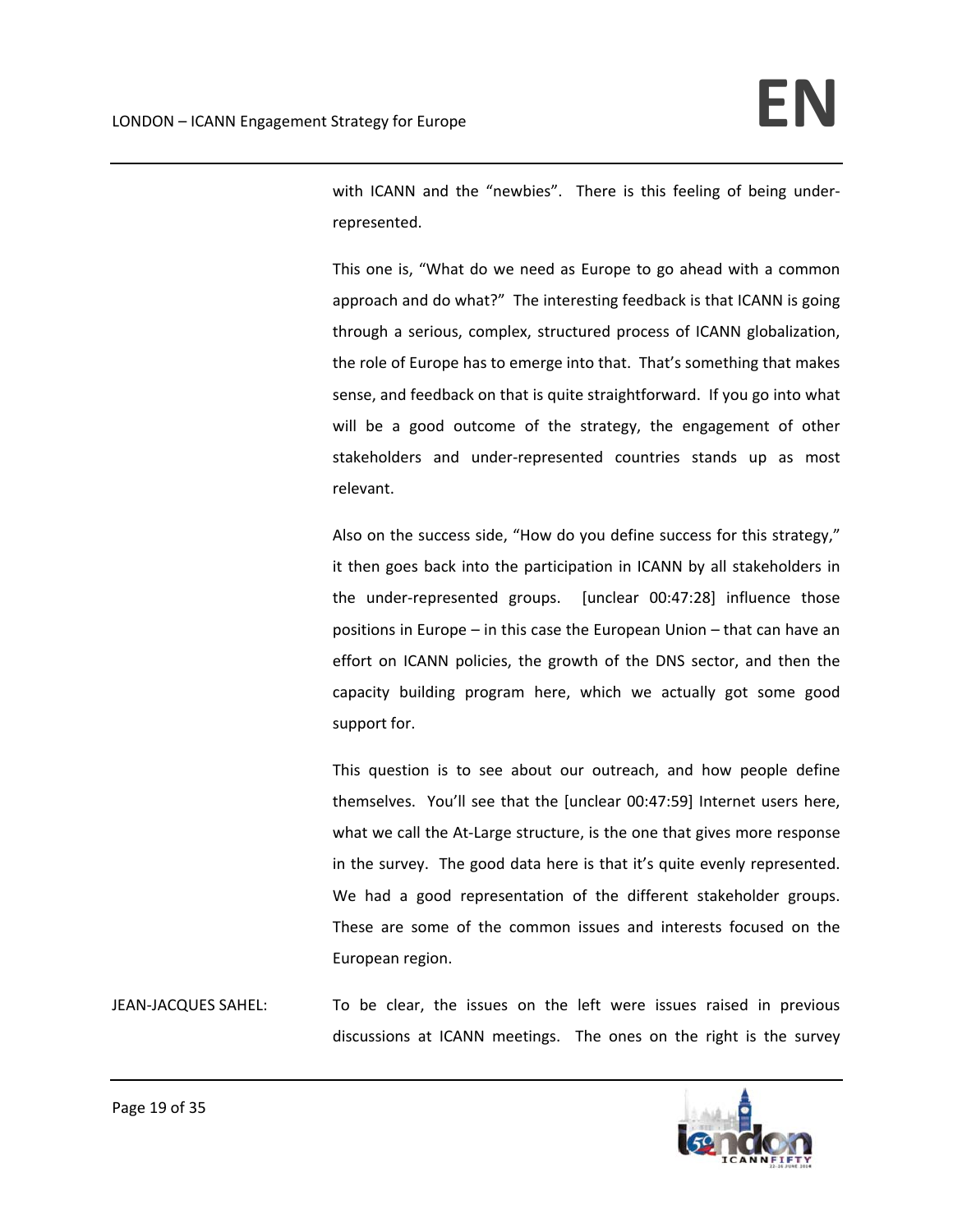with ICANN and the "newbies". There is this feeling of being under-represented.

This one is, "What do we need as Europe to go ahead with a common approach and do what?" The interesting feedback is that ICANN is going through a serious, complex, structured process of ICANN globalization, the role of Europe has to emerge into that. That's something that makes sense, and feedback on that is quite straightforward. If you go into what will be a good outcome of the strategy, the engagement of other stakeholders and under-represented countries stands up as most relevant.

Also on the success side, "How do you define success for this strategy," it then goes back into the participation in ICANN by all stakeholders in the under-represented groups. [unclear 00:47:28] influence those positions in Europe – in this case the European Union – that can have an effort on ICANN policies, the growth of the DNS sector, and then the capacity building program here, which we actually got some good support for.

This question is to see about our outreach, and how people define themselves. You'll see that the [unclear 00:47:59] Internet users here, what we call the At-Large structure, is the one that gives more response in the survey. The good data here is that it's quite evenly represented. We had a good representation of the different stakeholder groups. These are some of the common issues and interests focused on the European region.

JEAN-JACQUES SAHEL: To be clear, the issues on the left were issues raised in previous discussions at ICANN meetings. The ones on the right is the survey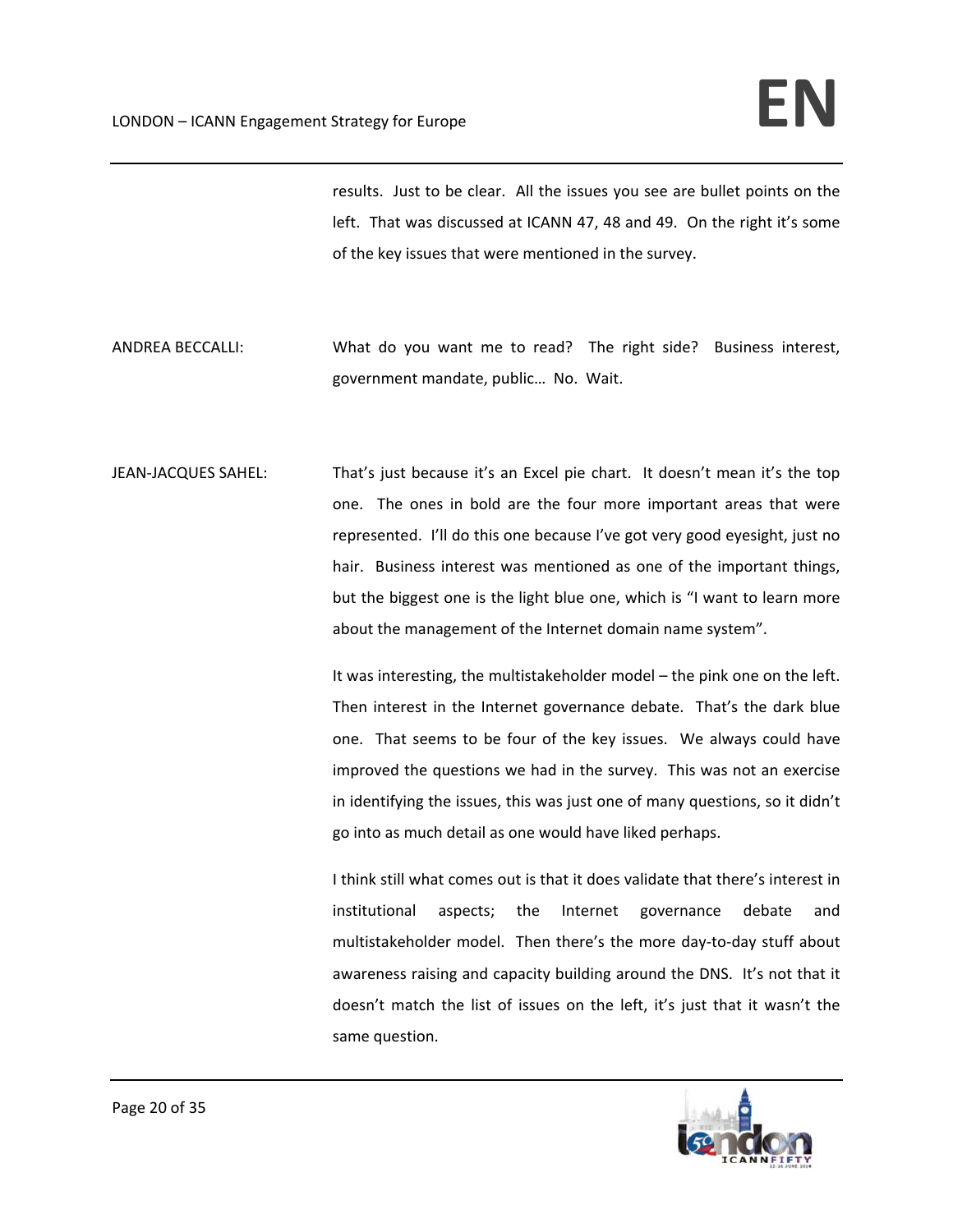results. Just to be clear. All the issues you see are bullet points on the left. That was discussed at ICANN 47, 48 and 49. On the right it's some of the key issues that were mentioned in the survey.

ANDREA BECCALLI: What do you want me to read? The right side? Business interest, government mandate, public… No. Wait.

JEAN-JACQUES SAHEL: That's just because it's an Excel pie chart. It doesn't mean it's the top one. The ones in bold are the four more important areas that were represented. I'll do this one because I've got very good eyesight, just no hair. Business interest was mentioned as one of the important things, but the biggest one is the light blue one, which is "I want to learn more about the management of the Internet domain name system".

It was interesting, the multistakeholder model – the pink one on the left. Then interest in the Internet governance debate. That's the dark blue one. That seems to be four of the key issues. We always could have improved the questions we had in the survey. This was not an exercise in identifying the issues, this was just one of many questions, so it didn't go into as much detail as one would have liked perhaps.

I think still what comes out is that it does validate that there's interest in institutional aspects; the Internet governance debate and multistakeholder model. Then there's the more day-to-day stuff about awareness raising and capacity building around the DNS. It's not that it doesn't match the list of issues on the left, it's just that it wasn't the same question.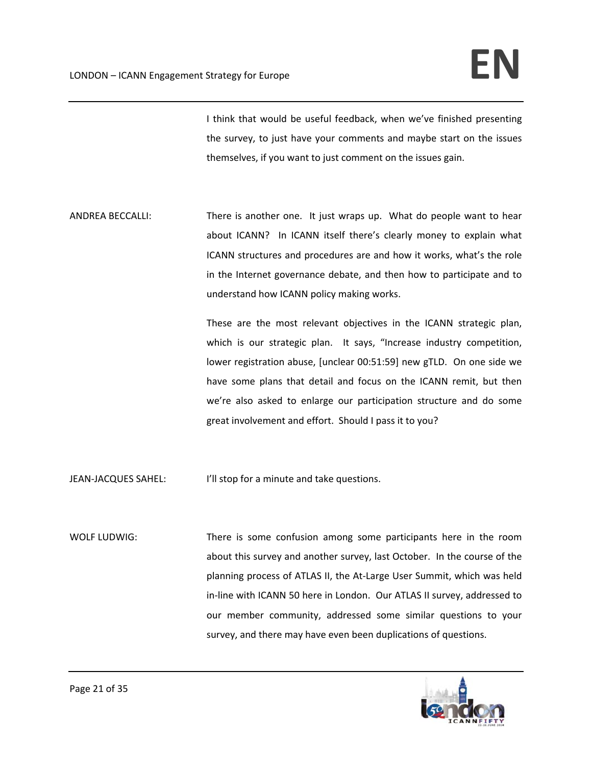I think that would be useful feedback, when we've finished presenting the survey, to just have your comments and maybe start on the issues themselves, if you want to just comment on the issues gain.

ANDREA BECCALLI: There is another one. It just wraps up. What do people want to hear about ICANN? In ICANN itself there's clearly money to explain what ICANN structures and procedures are and how it works, what's the role in the Internet governance debate, and then how to participate and to understand how ICANN policy making works.

These are the most relevant objectives in the ICANN strategic plan, which is our strategic plan. It says, "Increase industry competition, lower registration abuse, [unclear 00:51:59] new gTLD. On one side we have some plans that detail and focus on the ICANN remit, but then we're also asked to enlarge our participation structure and do some great involvement and effort. Should I pass it to you?

JEAN-JACQUES SAHEL: I'll stop for a minute and take questions.

WOLF LUDWIG: There is some confusion among some participants here in the room about this survey and another survey, last October. In the course of the planning process of ATLAS II, the At-Large User Summit, which was held in-line with ICANN 50 here in London. Our ATLAS II survey, addressed to our member community, addressed some similar questions to your survey, and there may have even been duplications of questions.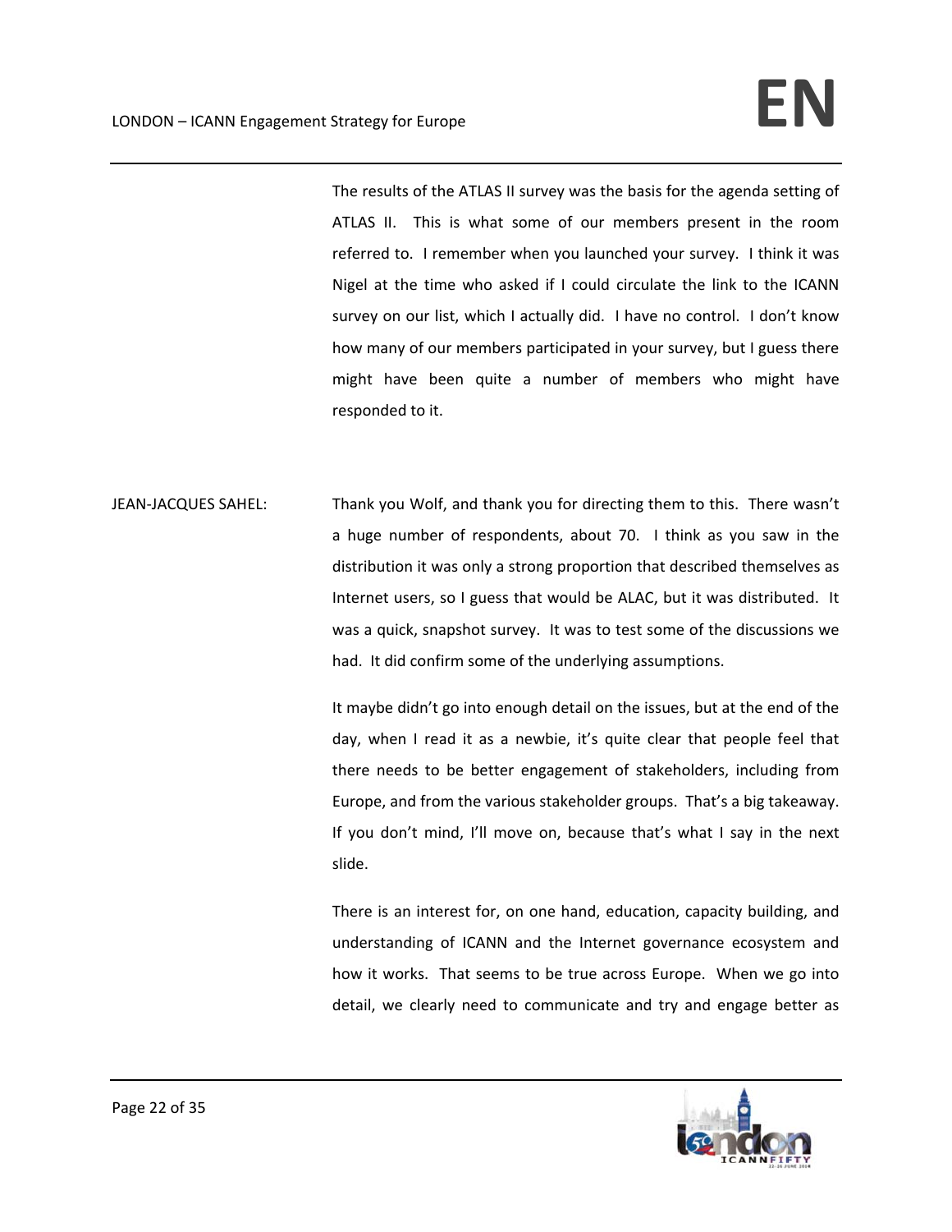The results of the ATLAS II survey was the basis for the agenda setting of ATLAS II. This is what some of our members present in the room referred to. I remember when you launched your survey. I think it was Nigel at the time who asked if I could circulate the link to the ICANN survey on our list, which I actually did. I have no control. I don't know how many of our members participated in your survey, but I guess there might have been quite a number of members who might have responded to it.

JEAN-JACQUES SAHEL: Thank you Wolf, and thank you for directing them to this. There wasn't a huge number of respondents, about 70. I think as you saw in the distribution it was only a strong proportion that described themselves as Internet users, so I guess that would be ALAC, but it was distributed. It was a quick, snapshot survey. It was to test some of the discussions we had. It did confirm some of the underlying assumptions.

It maybe didn't go into enough detail on the issues, but at the end of the day, when I read it as a newbie, it's quite clear that people feel that there needs to be better engagement of stakeholders, including from Europe, and from the various stakeholder groups. That's a big takeaway. If you don't mind, I'll move on, because that's what I say in the next slide.

There is an interest for, on one hand, education, capacity building, and understanding of ICANN and the Internet governance ecosystem and how it works. That seems to be true across Europe. When we go into detail, we clearly need to communicate and try and engage better as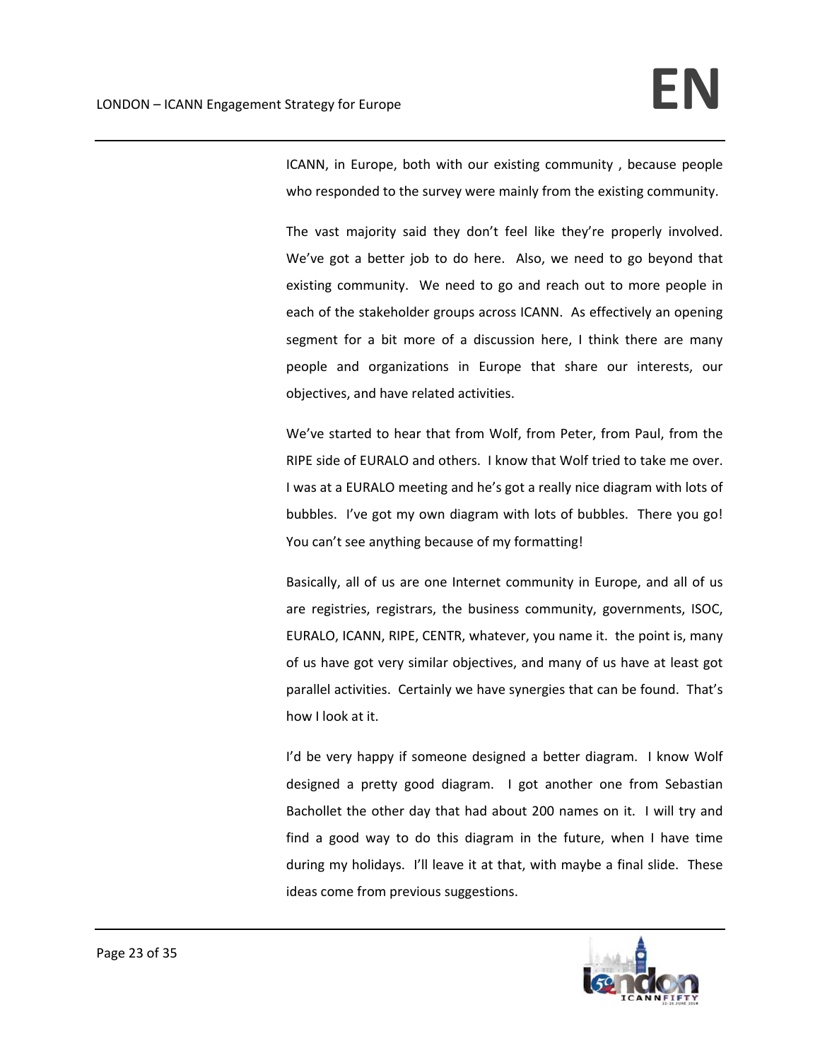ICANN, in Europe, both with our existing community , because people who responded to the survey were mainly from the existing community.

The vast majority said they don't feel like they're properly involved. We've got a better job to do here. Also, we need to go beyond that existing community. We need to go and reach out to more people in each of the stakeholder groups across ICANN. As effectively an opening segment for a bit more of a discussion here, I think there are many people and organizations in Europe that share our interests, our objectives, and have related activities.

We've started to hear that from Wolf, from Peter, from Paul, from the RIPE side of EURALO and others. I know that Wolf tried to take me over. I was at a EURALO meeting and he's got a really nice diagram with lots of bubbles. I've got my own diagram with lots of bubbles. There you go! You can't see anything because of my formatting!

Basically, all of us are one Internet community in Europe, and all of us are registries, registrars, the business community, governments, ISOC, EURALO, ICANN, RIPE, CENTR, whatever, you name it. the point is, many of us have got very similar objectives, and many of us have at least got parallel activities. Certainly we have synergies that can be found. That's how I look at it.

I'd be very happy if someone designed a better diagram. I know Wolf designed a pretty good diagram. I got another one from Sebastian Bachollet the other day that had about 200 names on it. I will try and find a good way to do this diagram in the future, when I have time during my holidays. I'll leave it at that, with maybe a final slide. These ideas come from previous suggestions.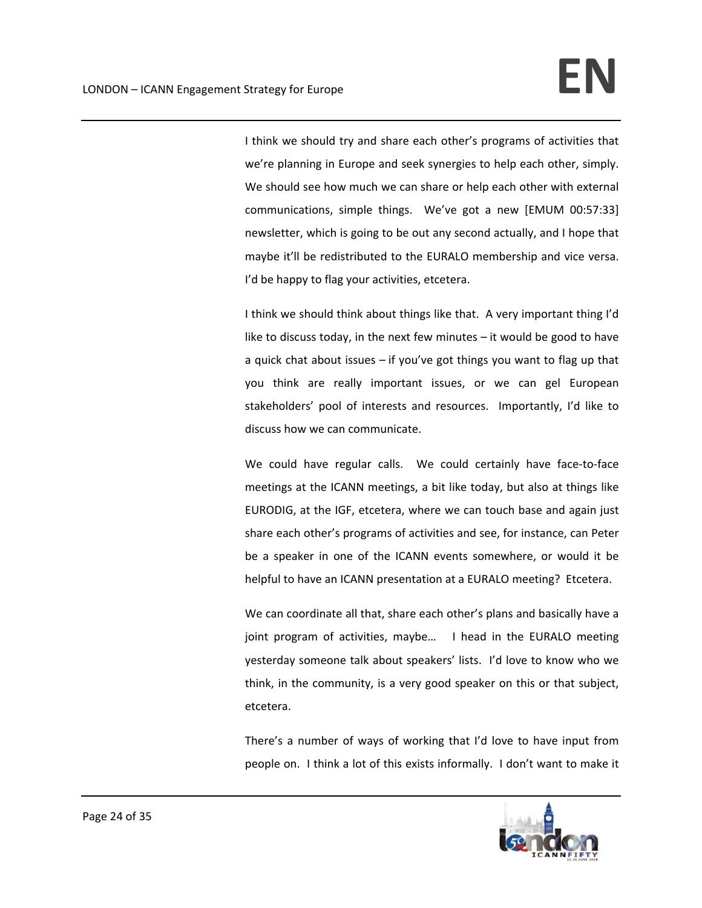I think we should try and share each other's programs of activities that we're planning in Europe and seek synergies to help each other, simply. We should see how much we can share or help each other with external communications, simple things. We've got a new [EMUM 00:57:33] newsletter, which is going to be out any second actually, and I hope that maybe it'll be redistributed to the EURALO membership and vice versa. I'd be happy to flag your activities, etcetera.

I think we should think about things like that. A very important thing I'd like to discuss today, in the next few minutes – it would be good to have a quick chat about issues – if you've got things you want to flag up that you think are really important issues, or we can gel European stakeholders' pool of interests and resources. Importantly, I'd like to discuss how we can communicate.

We could have regular calls. We could certainly have face-to-face meetings at the ICANN meetings, a bit like today, but also at things like EURODIG, at the IGF, etcetera, where we can touch base and again just share each other's programs of activities and see, for instance, can Peter be a speaker in one of the ICANN events somewhere, or would it be helpful to have an ICANN presentation at a EURALO meeting? Etcetera.

We can coordinate all that, share each other's plans and basically have a joint program of activities, maybe… I head in the EURALO meeting yesterday someone talk about speakers' lists. I'd love to know who we think, in the community, is a very good speaker on this or that subject, etcetera.

There's a number of ways of working that I'd love to have input from people on. I think a lot of this exists informally. I don't want to make it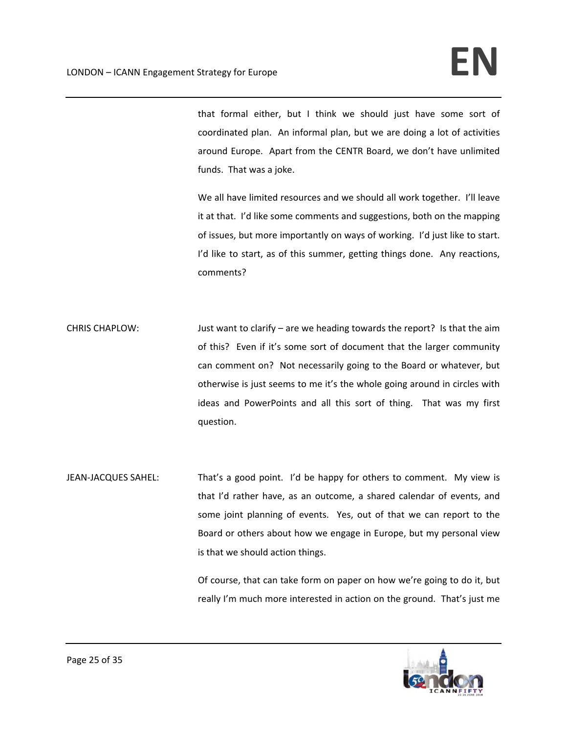that formal either, but I think we should just have some sort of coordinated plan. An informal plan, but we are doing a lot of activities around Europe. Apart from the CENTR Board, we don't have unlimited funds. That was a joke.

We all have limited resources and we should all work together. I'll leave it at that. I'd like some comments and suggestions, both on the mapping of issues, but more importantly on ways of working. I'd just like to start. I'd like to start, as of this summer, getting things done. Any reactions, comments?

CHRIS CHAPLOW: Just want to clarify – are we heading towards the report? Is that the aim of this? Even if it's some sort of document that the larger community can comment on? Not necessarily going to the Board or whatever, but otherwise is just seems to me it's the whole going around in circles with ideas and PowerPoints and all this sort of thing. That was my first question.

JEAN-JACQUES SAHEL: That's a good point. I'd be happy for others to comment. My view is that I'd rather have, as an outcome, a shared calendar of events, and some joint planning of events. Yes, out of that we can report to the Board or others about how we engage in Europe, but my personal view is that we should action things.

Of course, that can take form on paper on how we're going to do it, but really I'm much more interested in action on the ground. That's just me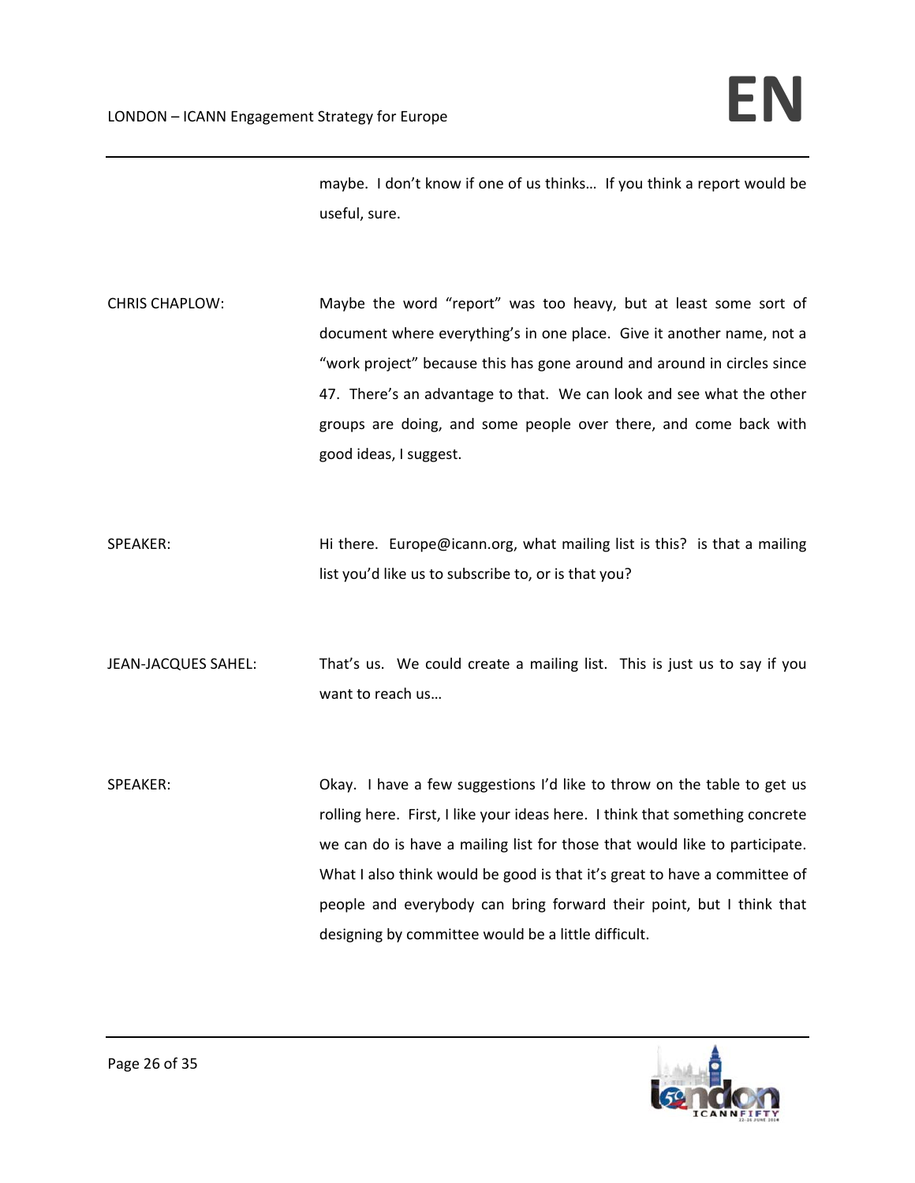maybe. I don't know if one of us thinks… If you think a report would be useful, sure.

CHRIS CHAPLOW: Maybe the word "report" was too heavy, but at least some sort of document where everything's in one place. Give it another name, not a "work project" because this has gone around and around in circles since 47. There's an advantage to that. We can look and see what the other groups are doing, and some people over there, and come back with good ideas, I suggest.

SPEAKER: Hi there. Europe@icann.org, what mailing list is this? is that a mailing list you'd like us to subscribe to, or is that you?

JEAN-JACQUES SAHEL: That's us. We could create a mailing list. This is just us to say if you want to reach us…

SPEAKER: Okay. I have a few suggestions I'd like to throw on the table to get us rolling here. First, I like your ideas here. I think that something concrete we can do is have a mailing list for those that would like to participate. What I also think would be good is that it's great to have a committee of people and everybody can bring forward their point, but I think that designing by committee would be a little difficult.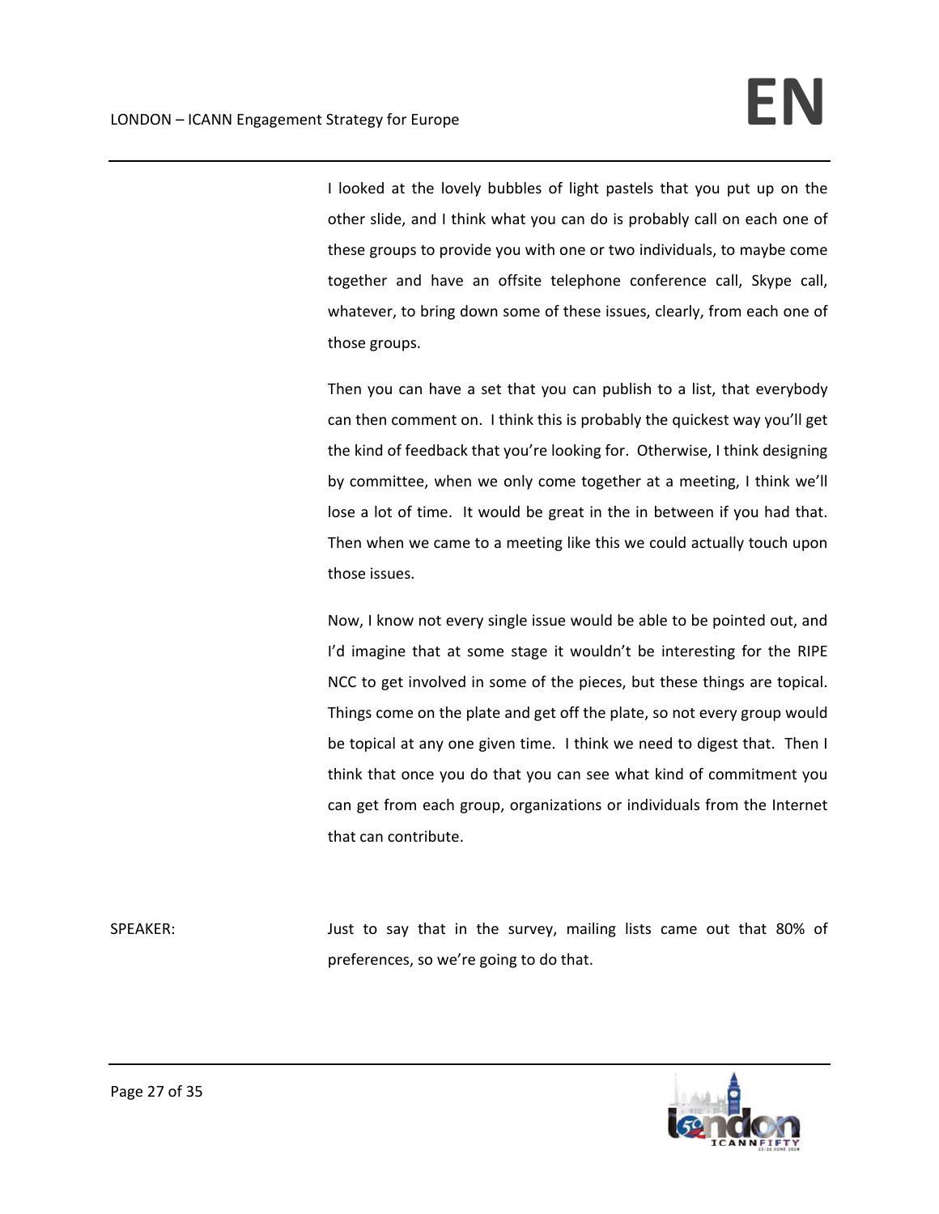I looked at the lovely bubbles of light pastels that you put up on the other slide, and I think what you can do is probably call on each one of these groups to provide you with one or two individuals, to maybe come together and have an offsite telephone conference call, Skype call, whatever, to bring down some of these issues, clearly, from each one of those groups.

Then you can have a set that you can publish to a list, that everybody can then comment on. I think this is probably the quickest way you'll get the kind of feedback that you're looking for. Otherwise, I think designing by committee, when we only come together at a meeting, I think we'll lose a lot of time. It would be great in the in between if you had that. Then when we came to a meeting like this we could actually touch upon those issues.

Now, I know not every single issue would be able to be pointed out, and I'd imagine that at some stage it wouldn't be interesting for the RIPE NCC to get involved in some of the pieces, but these things are topical. Things come on the plate and get off the plate, so not every group would be topical at any one given time. I think we need to digest that. Then I think that once you do that you can see what kind of commitment you can get from each group, organizations or individuals from the Internet that can contribute.

SPEAKER: Just to say that in the survey, mailing lists came out that 80% of preferences, so we're going to do that.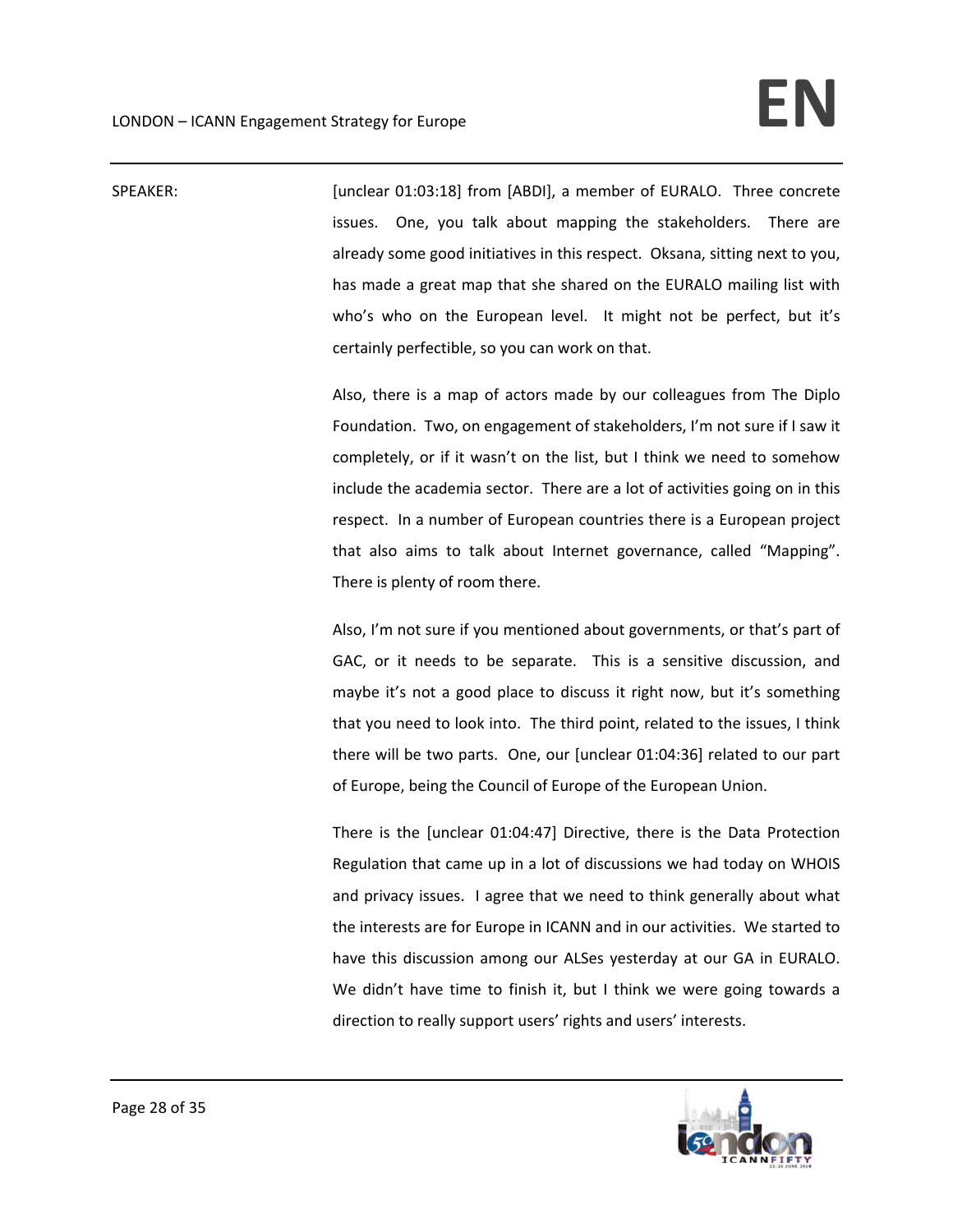SPEAKER: [unclear 01:03:18] from [ABDI], a member of EURALO. Three concrete issues. One, you talk about mapping the stakeholders. There are already some good initiatives in this respect. Oksana, sitting next to you, has made a great map that she shared on the EURALO mailing list with who's who on the European level. It might not be perfect, but it's certainly perfectible, so you can work on that.

Also, there is a map of actors made by our colleagues from The Diplo Foundation. Two, on engagement of stakeholders, I'm not sure if I saw it completely, or if it wasn't on the list, but I think we need to somehow include the academia sector. There are a lot of activities going on in this respect. In a number of European countries there is a European project that also aims to talk about Internet governance, called "Mapping". There is plenty of room there.

Also, I'm not sure if you mentioned about governments, or that's part of GAC, or it needs to be separate. This is a sensitive discussion, and maybe it's not a good place to discuss it right now, but it's something that you need to look into. The third point, related to the issues, I think there will be two parts. One, our [unclear 01:04:36] related to our part of Europe, being the Council of Europe of the European Union.

There is the [unclear 01:04:47] Directive, there is the Data Protection Regulation that came up in a lot of discussions we had today on WHOIS and privacy issues. I agree that we need to think generally about what the interests are for Europe in ICANN and in our activities. We started to have this discussion among our ALSes yesterday at our GA in EURALO. We didn't have time to finish it, but I think we were going towards a direction to really support users' rights and users' interests.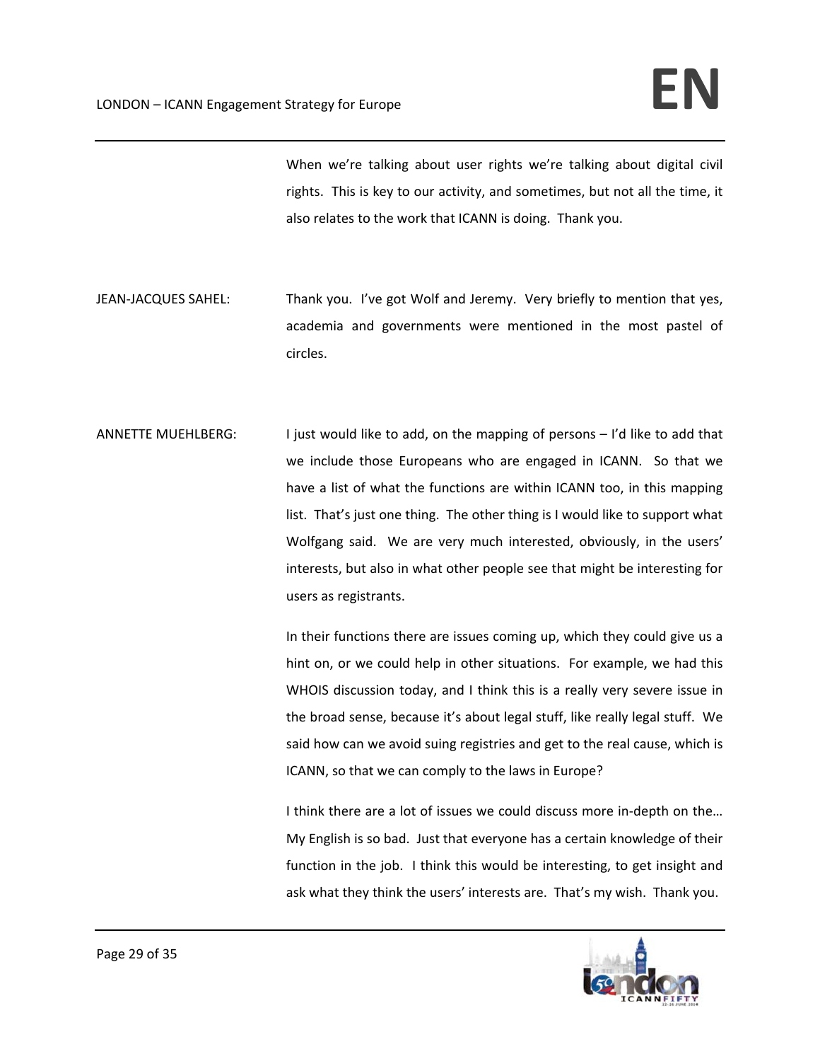When we're talking about user rights we're talking about digital civil rights. This is key to our activity, and sometimes, but not all the time, it also relates to the work that ICANN is doing. Thank you.

JEAN-JACQUES SAHEL: Thank you. I've got Wolf and Jeremy. Very briefly to mention that yes, academia and governments were mentioned in the most pastel of circles.

ANNETTE MUEHLBERG: I just would like to add, on the mapping of persons – I'd like to add that we include those Europeans who are engaged in ICANN. So that we have a list of what the functions are within ICANN too, in this mapping list. That's just one thing. The other thing is I would like to support what Wolfgang said. We are very much interested, obviously, in the users' interests, but also in what other people see that might be interesting for users as registrants.

In their functions there are issues coming up, which they could give us a hint on, or we could help in other situations. For example, we had this WHOIS discussion today, and I think this is a really very severe issue in the broad sense, because it's about legal stuff, like really legal stuff. We said how can we avoid suing registries and get to the real cause, which is ICANN, so that we can comply to the laws in Europe?

I think there are a lot of issues we could discuss more in-depth on the… My English is so bad. Just that everyone has a certain knowledge of their function in the job. I think this would be interesting, to get insight and ask what they think the users' interests are. That's my wish. Thank you.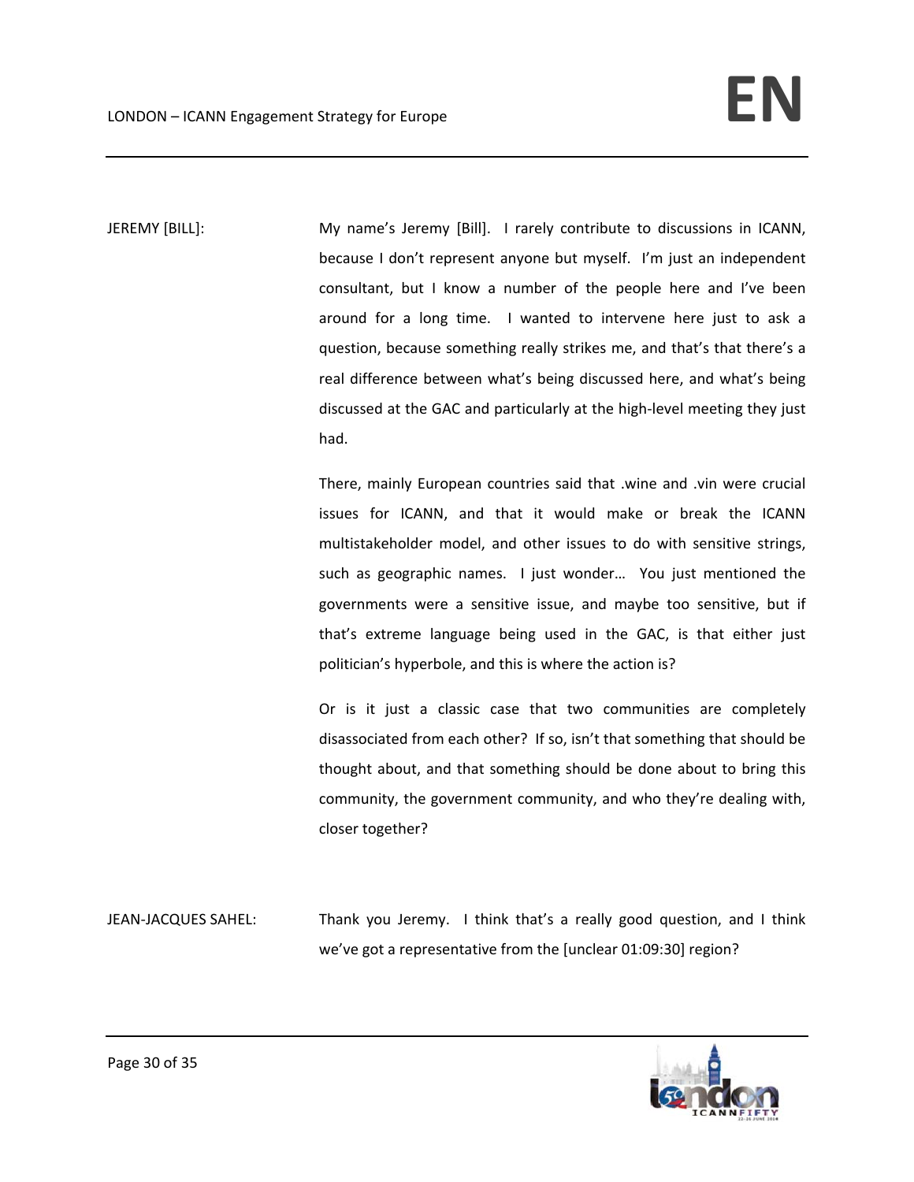JEREMY [BILL]: My name's Jeremy [Bill]. I rarely contribute to discussions in ICANN, because I don't represent anyone but myself. I'm just an independent consultant, but I know a number of the people here and I've been around for a long time. I wanted to intervene here just to ask a question, because something really strikes me, and that's that there's a real difference between what's being discussed here, and what's being discussed at the GAC and particularly at the high-level meeting they just had.

There, mainly European countries said that .wine and .vin were crucial issues for ICANN, and that it would make or break the ICANN multistakeholder model, and other issues to do with sensitive strings, such as geographic names. I just wonder… You just mentioned the governments were a sensitive issue, and maybe too sensitive, but if that's extreme language being used in the GAC, is that either just politician's hyperbole, and this is where the action is?

Or is it just a classic case that two communities are completely disassociated from each other? If so, isn't that something that should be thought about, and that something should be done about to bring this community, the government community, and who they're dealing with, closer together?

JEAN-JACQUES SAHEL: Thank you Jeremy. I think that's a really good question, and I think we've got a representative from the [unclear 01:09:30] region?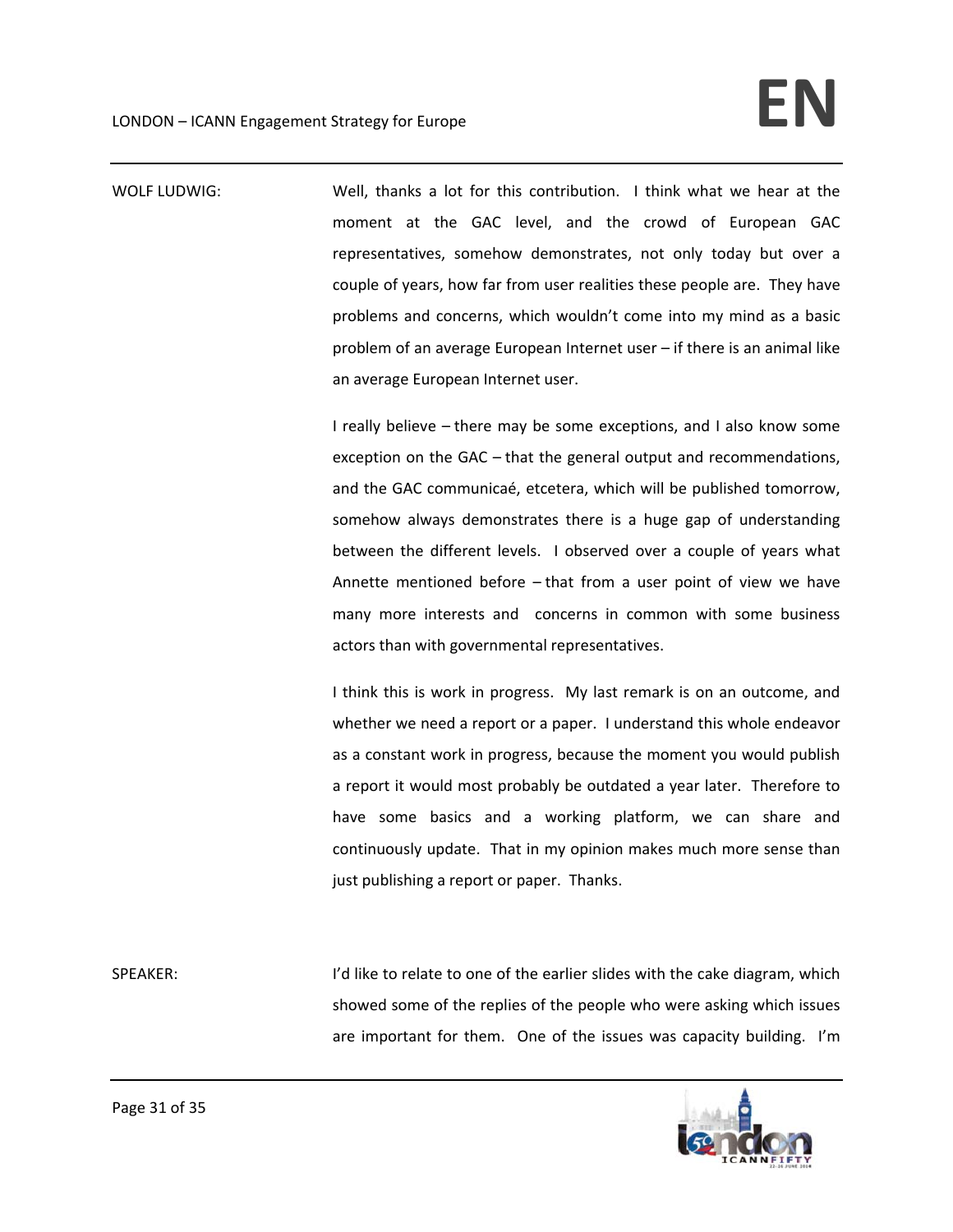WOLF LUDWIG: Well, thanks a lot for this contribution. I think what we hear at the moment at the GAC level, and the crowd of European GAC representatives, somehow demonstrates, not only today but over a couple of years, how far from user realities these people are. They have problems and concerns, which wouldn't come into my mind as a basic problem of an average European Internet user – if there is an animal like an average European Internet user.

I really believe – there may be some exceptions, and I also know some exception on the GAC – that the general output and recommendations, and the GAC communicaé, etcetera, which will be published tomorrow, somehow always demonstrates there is a huge gap of understanding between the different levels. I observed over a couple of years what Annette mentioned before – that from a user point of view we have many more interests and concerns in common with some business actors than with governmental representatives.

I think this is work in progress. My last remark is on an outcome, and whether we need a report or a paper. I understand this whole endeavor as a constant work in progress, because the moment you would publish a report it would most probably be outdated a year later. Therefore to have some basics and a working platform, we can share and continuously update. That in my opinion makes much more sense than just publishing a report or paper. Thanks.

SPEAKER: I'd like to relate to one of the earlier slides with the cake diagram, which showed some of the replies of the people who were asking which issues are important for them. One of the issues was capacity building. I'm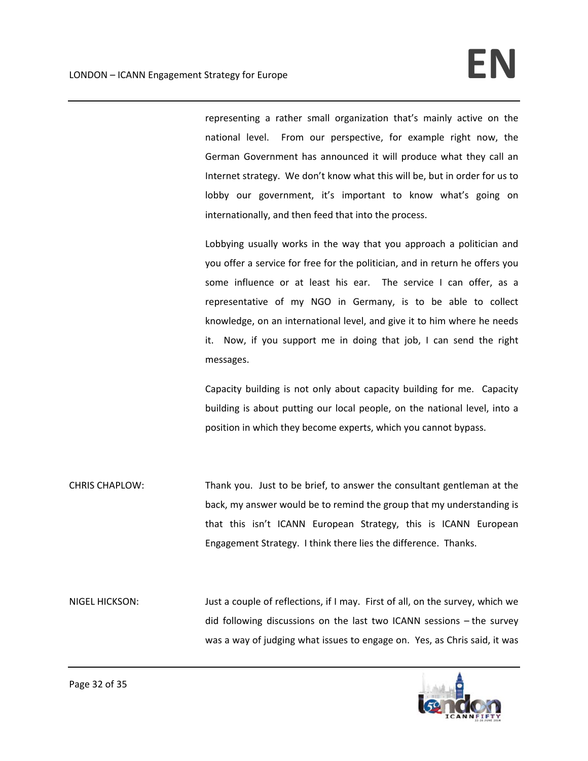representing a rather small organization that's mainly active on the national level. From our perspective, for example right now, the German Government has announced it will produce what they call an Internet strategy. We don't know what this will be, but in order for us to lobby our government, it's important to know what's going on internationally, and then feed that into the process.

Lobbying usually works in the way that you approach a politician and you offer a service for free for the politician, and in return he offers you some influence or at least his ear. The service I can offer, as a representative of my NGO in Germany, is to be able to collect knowledge, on an international level, and give it to him where he needs it. Now, if you support me in doing that job, I can send the right messages.

Capacity building is not only about capacity building for me. Capacity building is about putting our local people, on the national level, into a position in which they become experts, which you cannot bypass.

CHRIS CHAPLOW: Thank you. Just to be brief, to answer the consultant gentleman at the back, my answer would be to remind the group that my understanding is that this isn't ICANN European Strategy, this is ICANN European Engagement Strategy. I think there lies the difference. Thanks.

NIGEL HICKSON: Just a couple of reflections, if I may. First of all, on the survey, which we did following discussions on the last two ICANN sessions – the survey was a way of judging what issues to engage on. Yes, as Chris said, it was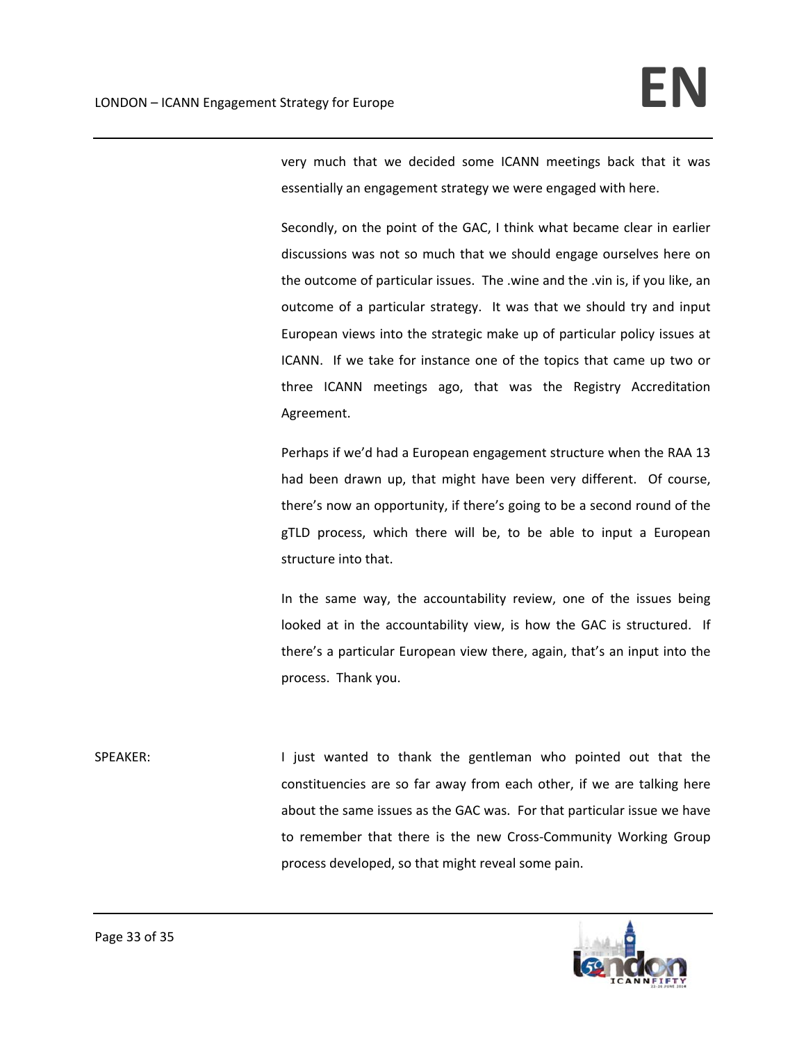very much that we decided some ICANN meetings back that it was essentially an engagement strategy we were engaged with here.

Secondly, on the point of the GAC, I think what became clear in earlier discussions was not so much that we should engage ourselves here on the outcome of particular issues. The .wine and the .vin is, if you like, an outcome of a particular strategy. It was that we should try and input European views into the strategic make up of particular policy issues at ICANN. If we take for instance one of the topics that came up two or three ICANN meetings ago, that was the Registry Accreditation Agreement.

Perhaps if we'd had a European engagement structure when the RAA 13 had been drawn up, that might have been very different. Of course, there's now an opportunity, if there's going to be a second round of the gTLD process, which there will be, to be able to input a European structure into that.

In the same way, the accountability review, one of the issues being looked at in the accountability view, is how the GAC is structured. If there's a particular European view there, again, that's an input into the process. Thank you.

SPEAKER: I just wanted to thank the gentleman who pointed out that the constituencies are so far away from each other, if we are talking here about the same issues as the GAC was. For that particular issue we have to remember that there is the new Cross-Community Working Group process developed, so that might reveal some pain.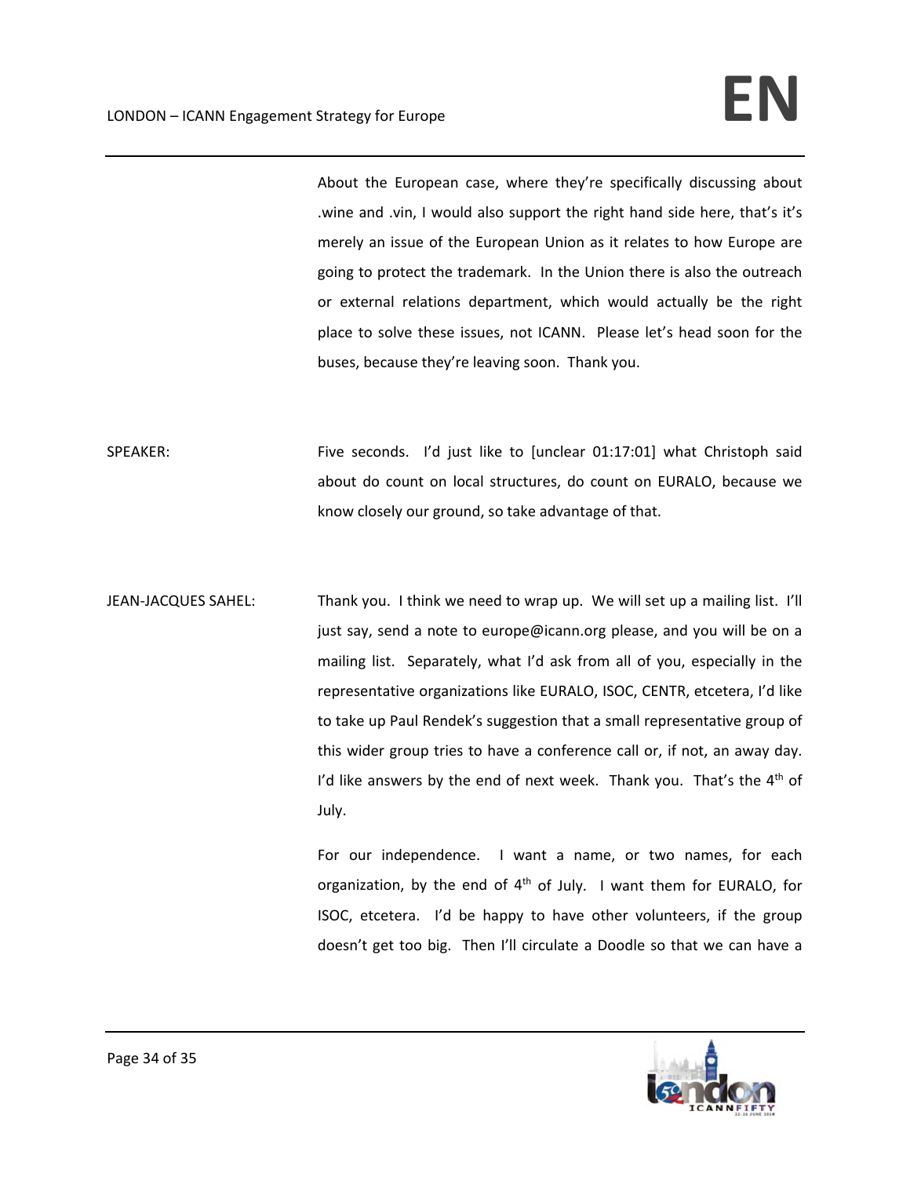About the European case, where they're specifically discussing about .wine and .vin, I would also support the right hand side here, that's it's merely an issue of the European Union as it relates to how Europe are going to protect the trademark. In the Union there is also the outreach or external relations department, which would actually be the right place to solve these issues, not ICANN. Please let's head soon for the buses, because they're leaving soon. Thank you.

SPEAKER: Five seconds. I'd just like to [unclear 01:17:01] what Christoph said about do count on local structures, do count on EURALO, because we know closely our ground, so take advantage of that.

JEAN-JACQUES SAHEL: Thank you. I think we need to wrap up. We will set up a mailing list. I'll just say, send a note to europe@icann.org please, and you will be on a mailing list. Separately, what I'd ask from all of you, especially in the representative organizations like EURALO, ISOC, CENTR, etcetera, I'd like to take up Paul Rendek's suggestion that a small representative group of this wider group tries to have a conference call or, if not, an away day. I'd like answers by the end of next week. Thank you. That's the 4th of July.

For our independence. I want a name, or two names, for each organization, by the end of 4th of July. I want them for EURALO, for ISOC, etcetera. I'd be happy to have other volunteers, if the group doesn't get too big. Then I'll circulate a Doodle so that we can have a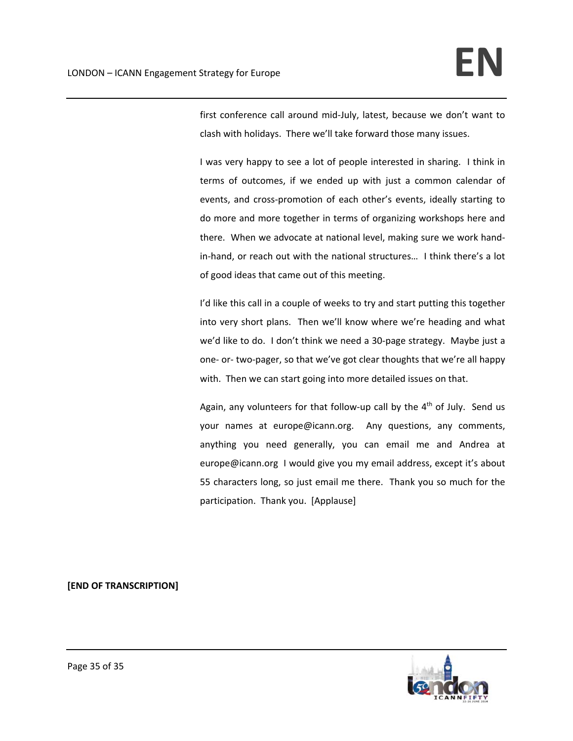first conference call around mid-July, latest, because we don't want to clash with holidays. There we'll take forward those many issues.

I was very happy to see a lot of people interested in sharing. I think in terms of outcomes, if we ended up with just a common calendar of events, and cross-promotion of each other's events, ideally starting to do more and more together in terms of organizing workshops here and there. When we advocate at national level, making sure we work hand-in-hand, or reach out with the national structures… I think there's a lot of good ideas that came out of this meeting.

I'd like this call in a couple of weeks to try and start putting this together into very short plans. Then we'll know where we're heading and what we'd like to do. I don't think we need a 30-page strategy. Maybe just a one- or- two-pager, so that we've got clear thoughts that we're all happy with. Then we can start going into more detailed issues on that.

Again, any volunteers for that follow-up call by the 4th of July. Send us your names at europe@icann.org. Any questions, any comments, anything you need generally, you can email me and Andrea at europe@icann.org I would give you my email address, except it's about 55 characters long, so just email me there. Thank you so much for the participation. Thank you. [Applause]

**[END OF TRANSCRIPTION]**